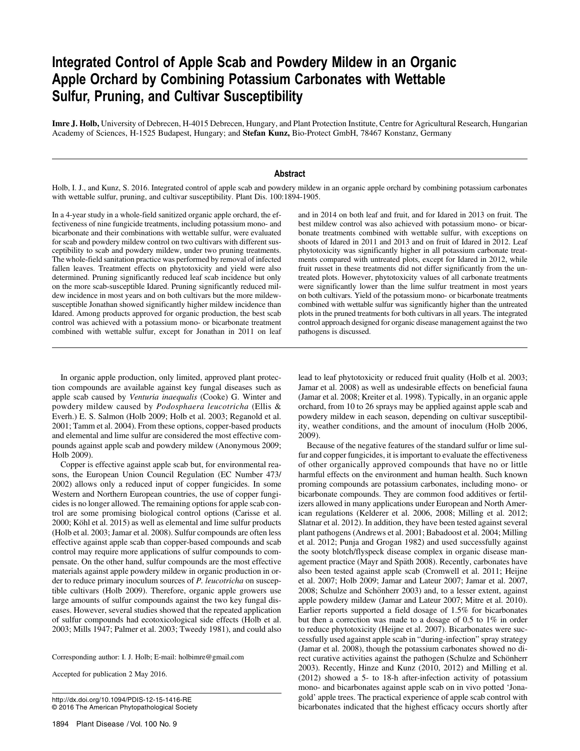# Integrated Control of Apple Scab and Powdery Mildew in an Organic Apple Orchard by Combining Potassium Carbonates with Wettable Sulfur, Pruning, and Cultivar Susceptibility

**Imre J. Holb,** University of Debrecen, H-4015 Debrecen, Hungary, and Plant Protection Institute, Centre for Agricultural Research, Hungarian Academy of Sciences, H-1525 Budapest, Hungary; and **Stefan Kunz,** Bio-Protect GmbH, 78467 Konstanz, Germany

## Abstract

Holb, I. J., and Kunz, S. 2016. Integrated control of apple scab and powdery mildew in an organic apple orchard by combining potassium carbonates with wettable sulfur, pruning, and cultivar susceptibility. Plant Dis. 100:1894-1905.

In a 4-year study in a whole-field sanitized organic apple orchard, the effectiveness of nine fungicide treatments, including potassium mono- and bicarbonate and their combinations with wettable sulfur, were evaluated for scab and powdery mildew control on two cultivars with different susceptibility to scab and powdery mildew, under two pruning treatments. The whole-field sanitation practice was performed by removal of infected fallen leaves. Treatment effects on phytotoxicity and yield were also determined. Pruning significantly reduced leaf scab incidence but only on the more scab-susceptible Idared. Pruning significantly reduced mildew incidence in most years and on both cultivars but the more mildew-susceptible Jonathan showed significantly higher mildew incidence than Idared. Among products approved for organic production, the best scab control was achieved with a potassium mono- or bicarbonate treatment combined with wettable sulfur, except for Jonathan in 2011 on leaf and in 2014 on both leaf and fruit, and for Idared in 2013 on fruit. The best mildew control was also achieved with potassium mono- or bicarbonate treatments combined with wettable sulfur, with exceptions on shoots of Idared in 2011 and 2013 and on fruit of Idared in 2012. Leaf phytotoxicity was significantly higher in all potassium carbonate treatments compared with untreated plots, except for Idared in 2012, while fruit russet in these treatments did not differ significantly from the untreated plots. However, phytotoxicity values of all carbonate treatments were significantly lower than the lime sulfur treatment in most years on both cultivars. Yield of the potassium mono- or bicarbonate treatments combined with wettable sulfur was significantly higher than the untreated plots in the pruned treatments for both cultivars in all years. The integrated control approach designed for organic disease management against the two pathogens is discussed.

In organic apple production, only limited, approved plant protection compounds are available against key fungal diseases such as apple scab caused by *Venturia inaequalis* (Cooke) G. Winter and powdery mildew caused by *Podosphaera leucotricha* (Ellis & Everh.) E. S. Salmon (Holb 2009; Holb et al. 2003; Reganold et al. 2001; Tamm et al. 2004). From these options, copper-based products and elemental and lime sulfur are considered the most effective compounds against apple scab and powdery mildew (Anonymous 2009; Holb 2009).

Copper is effective against apple scab but, for environmental reasons, the European Union Council Regulation (EC Number 473/2002) allows only a reduced input of copper fungicides. In some Western and Northern European countries, the use of copper fungicides is no longer allowed. The remaining options for apple scab control are some promising biological control options (Carisse et al. 2000; Köhl et al. 2015) as well as elemental and lime sulfur products (Holb et al. 2003; Jamar et al. 2008). Sulfur compounds are often less effective against apple scab than copper-based compounds and scab control may require more applications of sulfur compounds to compensate. On the other hand, sulfur compounds are the most effective materials against apple powdery mildew in organic production in order to reduce primary inoculum sources of *P. leucotricha* on susceptible cultivars (Holb 2009). Therefore, organic apple growers use large amounts of sulfur compounds against the two key fungal diseases. However, several studies showed that the repeated application of sulfur compounds had ecotoxicological side effects (Holb et al. 2003; Mills 1947; Palmer et al. 2003; Tweedy 1981), and could also lead to leaf phytotoxicity or reduced fruit quality (Holb et al. 2003; Jamar et al. 2008) as well as undesirable effects on beneficial fauna (Jamar et al. 2008; Kreiter et al. 1998). Typically, in an organic apple orchard, from 10 to 26 sprays may be applied against apple scab and powdery mildew in each season, depending on cultivar susceptibility, weather conditions, and the amount of inoculum (Holb 2006, 2009).

Because of the negative features of the standard sulfur or lime sulfur and copper fungicides, it is important to evaluate the effectiveness of other organically approved compounds that have no or little harmful effects on the environment and human health. Such known proming compounds are potassium carbonates, including mono- or bicarbonate compounds. They are common food additives or fertilizers allowed in many applications under European and North American regulations (Kelderer et al. 2006, 2008; Milling et al. 2012; Slatnar et al. 2012). In addition, they have been tested against several plant pathogens (Andrews et al. 2001; Babadoost et al. 2004; Milling et al. 2012; Punja and Grogan 1982) and used successfully against the sooty blotch/flyspeck disease complex in organic disease management practice (Mayr and Späth 2008). Recently, carbonates have also been tested against apple scab (Cromwell et al. 2011; Heijne et al. 2007; Holb 2009; Jamar and Lateur 2007; Jamar et al. 2007, 2008; Schulze and Schönherr 2003) and, to a lesser extent, against apple powdery mildew (Jamar and Lateur 2007; Mitre et al. 2010). Earlier reports supported a field dosage of 1.5% for bicarbonates but then a correction was made to a dosage of 0.5 to 1% in order to reduce phytotoxicity (Heijne et al. 2007). Bicarbonates were successfully used against apple scab in "during-infection" spray strategy (Jamar et al. 2008), though the potassium carbonates showed no direct curative activities against the pathogen (Schulze and Schönherr 2003). Recently, Hinze and Kunz (2010, 2012) and Milling et al. (2012) showed a 5- to 18-h after-infection activity of potassium mono- and bicarbonates against apple scab on in vivo potted 'Jonagold' apple trees. The practical experience of apple scab control with bicarbonates indicated that the highest efficacy occurs shortly after

Corresponding author: I. J. Holb; E-mail: holbimre@gmail.com

Accepted for publication 2 May 2016.

http://dx.doi.org/10.1094/PDIS-12-15-1416-RE
© 2016 The American Phytopathological Society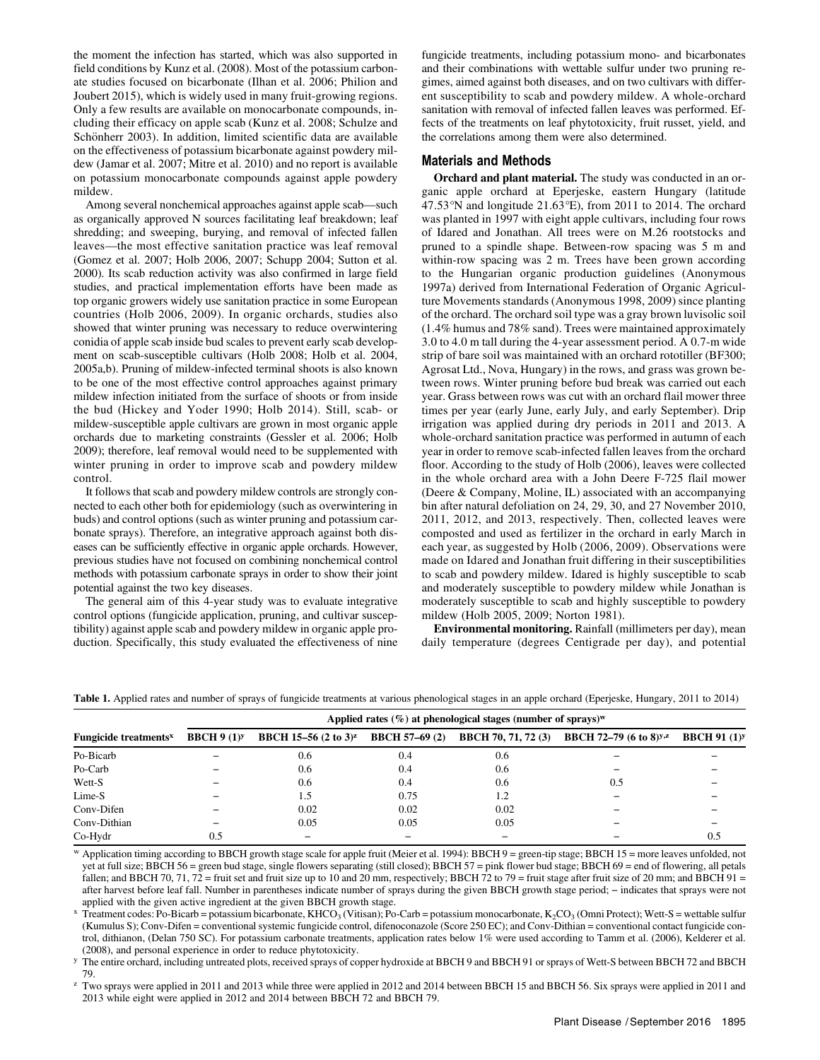the moment the infection has started, which was also supported in field conditions by Kunz et al. (2008). Most of the potassium carbonate studies focused on bicarbonate (Ilhan et al. 2006; Philion and Joubert 2015), which is widely used in many fruit-growing regions. Only a few results are available on monocarbonate compounds, including their efficacy on apple scab (Kunz et al. 2008; Schulze and Schönherr 2003). In addition, limited scientific data are available on the effectiveness of potassium bicarbonate against powdery mildew (Jamar et al. 2007; Mitre et al. 2010) and no report is available on potassium monocarbonate compounds against apple powdery mildew.

Among several nonchemical approaches against apple scab—such as organically approved N sources facilitating leaf breakdown; leaf shredding; and sweeping, burying, and removal of infected fallen leaves—the most effective sanitation practice was leaf removal (Gomez et al. 2007; Holb 2006, 2007; Schupp 2004; Sutton et al. 2000). Its scab reduction activity was also confirmed in large field studies, and practical implementation efforts have been made as top organic growers widely use sanitation practice in some European countries (Holb 2006, 2009). In organic orchards, studies also showed that winter pruning was necessary to reduce overwintering conidia of apple scab inside bud scales to prevent early scab development on scab-susceptible cultivars (Holb 2008; Holb et al. 2004, 2005a,b). Pruning of mildew-infected terminal shoots is also known to be one of the most effective control approaches against primary mildew infection initiated from the surface of shoots or from inside the bud (Hickey and Yoder 1990; Holb 2014). Still, scab- or mildew-susceptible apple cultivars are grown in most organic apple orchards due to marketing constraints (Gessler et al. 2006; Holb 2009); therefore, leaf removal would need to be supplemented with winter pruning in order to improve scab and powdery mildew control.

It follows that scab and powdery mildew controls are strongly connected to each other both for epidemiology (such as overwintering in buds) and control options (such as winter pruning and potassium carbonate sprays). Therefore, an integrative approach against both diseases can be sufficiently effective in organic apple orchards. However, previous studies have not focused on combining nonchemical control methods with potassium carbonate sprays in order to show their joint potential against the two key diseases.

The general aim of this 4-year study was to evaluate integrative control options (fungicide application, pruning, and cultivar susceptibility) against apple scab and powdery mildew in organic apple production. Specifically, this study evaluated the effectiveness of nine fungicide treatments, including potassium mono- and bicarbonates and their combinations with wettable sulfur under two pruning regimes, aimed against both diseases, and on two cultivars with different susceptibility to scab and powdery mildew. A whole-orchard sanitation with removal of infected fallen leaves was performed. Effects of the treatments on leaf phytotoxicity, fruit russet, yield, and the correlations among them were also determined.

## Materials and Methods

**Orchard and plant material.** The study was conducted in an organic apple orchard at Eperjeske, eastern Hungary (latitude 47.53°N and longitude 21.63°E), from 2011 to 2014. The orchard was planted in 1997 with eight apple cultivars, including four rows of Idared and Jonathan. All trees were on M.26 rootstocks and pruned to a spindle shape. Between-row spacing was 5 m and within-row spacing was 2 m. Trees have been grown according to the Hungarian organic production guidelines (Anonymous 1997a) derived from International Federation of Organic Agriculture Movements standards (Anonymous 1998, 2009) since planting of the orchard. The orchard soil type was a gray brown luvisolic soil (1.4% humus and 78% sand). Trees were maintained approximately 3.0 to 4.0 m tall during the 4-year assessment period. A 0.7-m wide strip of bare soil was maintained with an orchard rototiller (BF300; Agrosat Ltd., Nova, Hungary) in the rows, and grass was grown between rows. Winter pruning before bud break was carried out each year. Grass between rows was cut with an orchard flail mower three times per year (early June, early July, and early September). Drip irrigation was applied during dry periods in 2011 and 2013. A whole-orchard sanitation practice was performed in autumn of each year in order to remove scab-infected fallen leaves from the orchard floor. According to the study of Holb (2006), leaves were collected in the whole orchard area with a John Deere F-725 flail mower (Deere & Company, Moline, IL) associated with an accompanying bin after natural defoliation on 24, 29, 30, and 27 November 2010, 2011, 2012, and 2013, respectively. Then, collected leaves were composted and used as fertilizer in the orchard in early March in each year, as suggested by Holb (2006, 2009). Observations were made on Idared and Jonathan fruit differing in their susceptibilities to scab and powdery mildew. Idared is highly susceptible to scab and moderately susceptible to powdery mildew while Jonathan is moderately susceptible to scab and highly susceptible to powdery mildew (Holb 2005, 2009; Norton 1981).

**Environmental monitoring.** Rainfall (millimeters per day), mean daily temperature (degrees Centigrade per day), and potential

**Table 1.** Applied rates and number of sprays of fungicide treatments at various phenological stages in an apple orchard (Eperjeske, Hungary, 2011 to 2014)

| Fungicide treatments[x] | Applied rates (%) at phenological stages (number of sprays)[w] | | | | | |
|---|---|---|---|---|---|---|
| | BBCH 9 (1)[y] | BBCH 15–56 (2 to 3)[z] | BBCH 57–69 (2) | BBCH 70, 71, 72 (3) | BBCH 72–79 (6 to 8)[y,z] | BBCH 91 (1)[y] |
| Po-Bicarb | – | 0.6 | 0.4 | 0.6 | – | – |
| Po-Carb | – | 0.6 | 0.4 | 0.6 | – | – |
| Wett-S | – | 0.6 | 0.4 | 0.6 | 0.5 | – |
| Lime-S | – | 1.5 | 0.75 | 1.2 | – | – |
| Conv-Difen | – | 0.02 | 0.02 | 0.02 | – | – |
| Conv-Dithian | – | 0.05 | 0.05 | 0.05 | – | – |
| Co-Hydr | 0.5 | – | – | – | – | 0.5 |

[w] Application timing according to BBCH growth stage scale for apple fruit (Meier et al. 1994): BBCH 9 = green-tip stage; BBCH 15 = more leaves unfolded, not yet at full size; BBCH 56 = green bud stage, single flowers separating (still closed); BBCH 57 = pink flower bud stage; BBCH 69 = end of flowering, all petals fallen; and BBCH 70, 71, 72 = fruit set and fruit size up to 10 and 20 mm, respectively; BBCH 72 to 79 = fruit stage after fruit size of 20 mm; and BBCH 91 = after harvest before leaf fall. Number in parentheses indicate number of sprays during the given BBCH growth stage period; – indicates that sprays were not applied with the given active ingredient at the given BBCH growth stage.

[x] Treatment codes: Po-Bicarb = potassium bicarbonate, $KHCO_3$ (Vitisan); Po-Carb = potassium monocarbonate, $K_2CO_3$ (Omni Protect); Wett-S = wettable sulfur (Kumulus S); Conv-Difen = conventional systemic fungicide control, difenoconazole (Score 250 EC); and Conv-Dithian = conventional contact fungicide control, dithianon, (Delan 750 SC). For potassium carbonate treatments, application rates below 1% were used according to Tamm et al. (2006), Kelderer et al. (2008), and personal experience in order to reduce phytotoxicity.

[y] The entire orchard, including untreated plots, received sprays of copper hydroxide at BBCH 9 and BBCH 91 or sprays of Wett-S between BBCH 72 and BBCH 79.

[z] Two sprays were applied in 2011 and 2013 while three were applied in 2012 and 2014 between BBCH 15 and BBCH 56. Six sprays were applied in 2011 and 2013 while eight were applied in 2012 and 2014 between BBCH 72 and BBCH 79.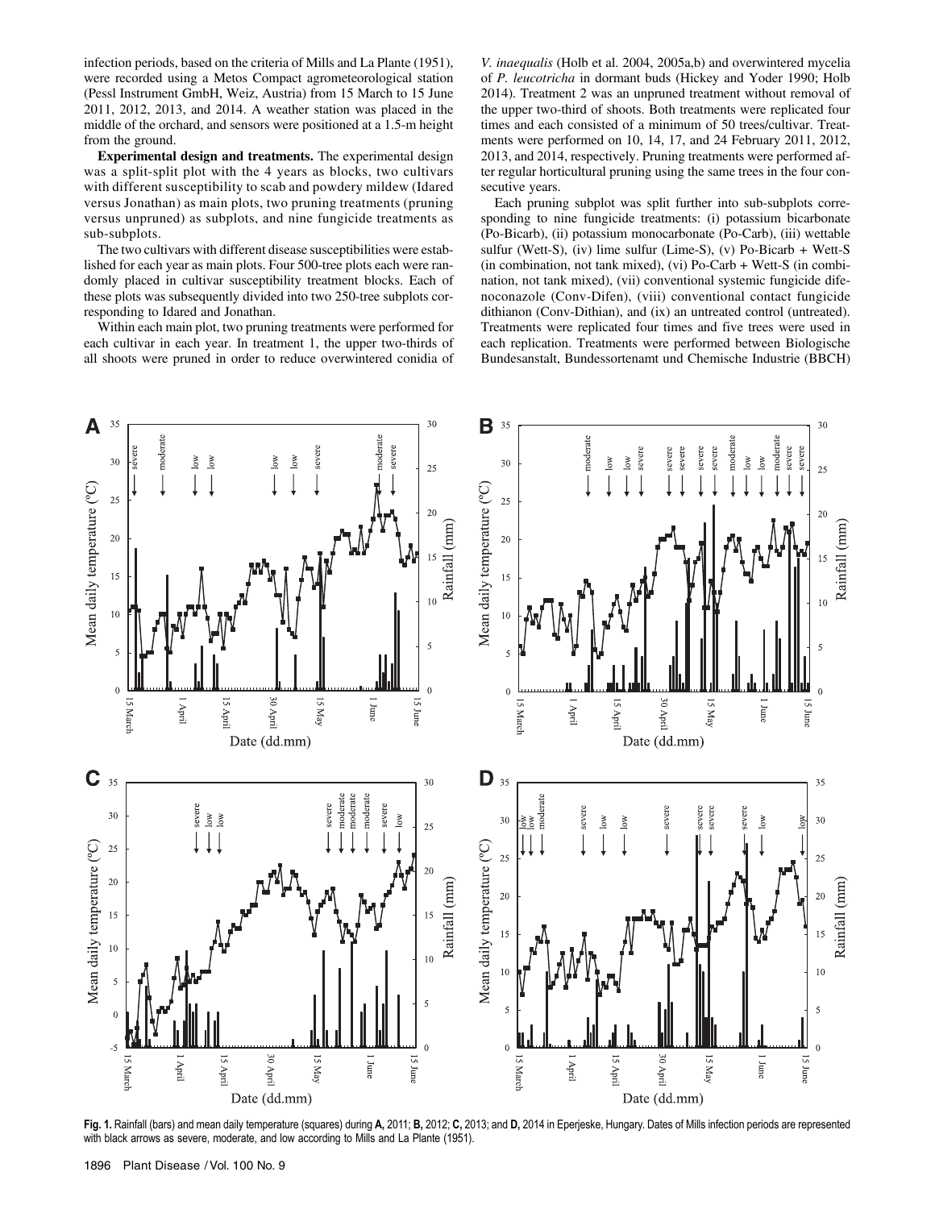infection periods, based on the criteria of Mills and La Plante (1951), were recorded using a Metos Compact agrometeorological station (Pessl Instrument GmbH, Weiz, Austria) from 15 March to 15 June 2011, 2012, 2013, and 2014. A weather station was placed in the middle of the orchard, and sensors were positioned at a 1.5-m height from the ground.

**Experimental design and treatments.** The experimental design was a split-split plot with the 4 years as blocks, two cultivars with different susceptibility to scab and powdery mildew (Idared versus Jonathan) as main plots, two pruning treatments (pruning versus unpruned) as subplots, and nine fungicide treatments as sub-subplots.

The two cultivars with different disease susceptibilities were established for each year as main plots. Four 500-tree plots each were randomly placed in cultivar susceptibility treatment blocks. Each of these plots was subsequently divided into two 250-tree subplots corresponding to Idared and Jonathan.

Within each main plot, two pruning treatments were performed for each cultivar in each year. In treatment 1, the upper two-thirds of all shoots were pruned in order to reduce overwintered conidia of *V. inaequalis* (Holb et al. 2004, 2005a,b) and overwintered mycelia of *P. leucotricha* in dormant buds (Hickey and Yoder 1990; Holb 2014). Treatment 2 was an unpruned treatment without removal of the upper two-third of shoots. Both treatments were replicated four times and each consisted of a minimum of 50 trees/cultivar. Treatments were performed on 10, 14, 17, and 24 February 2011, 2012, 2013, and 2014, respectively. Pruning treatments were performed after regular horticultural pruning using the same trees in the four consecutive years.

Each pruning subplot was split further into sub-subplots corresponding to nine fungicide treatments: (i) potassium bicarbonate (Po-Bicarb), (ii) potassium monocarbonate (Po-Carb), (iii) wettable sulfur (Wett-S), (iv) lime sulfur (Lime-S), (v) Po-Bicarb + Wett-S (in combination, not tank mixed), (vi) Po-Carb + Wett-S (in combination, not tank mixed), (vii) conventional systemic fungicide difenoconazole (Conv-Difen), (viii) conventional contact fungicide dithianon (Conv-Dithian), and (ix) an untreated control (untreated). Treatments were replicated four times and five trees were used in each replication. Treatments were performed between Biologische Bundesanstalt, Bundessortenamt und Chemische Industrie (BBCH)

**Fig. 1.** Rainfall (bars) and mean daily temperature (squares) during **A,** 2011; **B,** 2012; **C,** 2013; and **D,** 2014 in Eperjeske, Hungary. Dates of Mills infection periods are represented with black arrows as severe, moderate, and low according to Mills and La Plante (1951).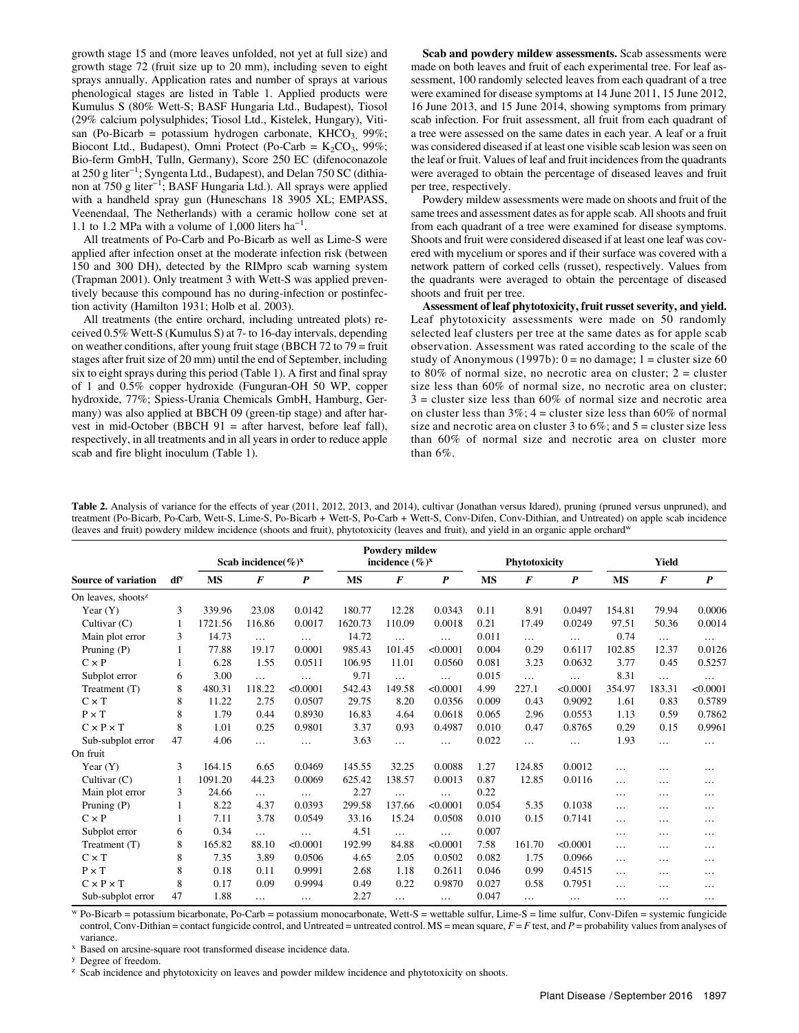growth stage 15 and (more leaves unfolded, not yet at full size) and growth stage 72 (fruit size up to 20 mm), including seven to eight sprays annually. Application rates and number of sprays at various phenological stages are listed in Table 1. Applied products were Kumulus S (80% Wett-S; BASF Hungaria Ltd., Budapest), Tiosol (29% calcium polysulphides; Tiosol Ltd., Kistelek, Hungary), Vitisan (Po-Bicarb = potassium hydrogen carbonate, $KHCO_3$, 99%; Biocont Ltd., Budapest), Omni Protect (Po-Carb = $K_2CO_3$, 99%; Bio-ferm GmbH, Tulln, Germany), Score 250 EC (difenoconazole at 250 g liter$^{-1}$; Syngenta Ltd., Budapest), and Delan 750 SC (dithianon at 750 g liter$^{-1}$; BASF Hungaria Ltd.). All sprays were applied with a handheld spray gun (Huneschans 18 3905 XL; EMPASS, Veenendaal, The Netherlands) with a ceramic hollow cone set at 1.1 to 1.2 MPa with a volume of 1,000 liters ha$^{-1}$.

All treatments of Po-Carb and Po-Bicarb as well as Lime-S were applied after infection onset at the moderate infection risk (between 150 and 300 DH), detected by the RIMpro scab warning system (Trapman 2001). Only treatment 3 with Wett-S was applied preventively because this compound has no during-infection or postinfection activity (Hamilton 1931; Holb et al. 2003).

All treatments (the entire orchard, including untreated plots) received 0.5% Wett-S (Kumulus S) at 7- to 16-day intervals, depending on weather conditions, after young fruit stage (BBCH 72 to 79 = fruit stages after fruit size of 20 mm) until the end of September, including six to eight sprays during this period (Table 1). A first and final spray of 1 and 0.5% copper hydroxide (Funguran-OH 50 WP, copper hydroxide, 77%; Spiess-Urania Chemicals GmbH, Hamburg, Germany) was also applied at BBCH 09 (green-tip stage) and after harvest in mid-October (BBCH 91 = after harvest, before leaf fall), respectively, in all treatments and in all years in order to reduce apple scab and fire blight inoculum (Table 1).

**Scab and powdery mildew assessments.** Scab assessments were made on both leaves and fruit of each experimental tree. For leaf assessment, 100 randomly selected leaves from each quadrant of a tree were examined for disease symptoms at 14 June 2011, 15 June 2012, 16 June 2013, and 15 June 2014, showing symptoms from primary scab infection. For fruit assessment, all fruit from each quadrant of a tree were assessed on the same dates in each year. A leaf or a fruit was considered diseased if at least one visible scab lesion was seen on the leaf or fruit. Values of leaf and fruit incidences from the quadrants were averaged to obtain the percentage of diseased leaves and fruit per tree, respectively.

Powdery mildew assessments were made on shoots and fruit of the same trees and assessment dates as for apple scab. All shoots and fruit from each quadrant of a tree were examined for disease symptoms. Shoots and fruit were considered diseased if at least one leaf was covered with mycelium or spores and if their surface was covered with a network pattern of corked cells (russet), respectively. Values from the quadrants were averaged to obtain the percentage of diseased shoots and fruit per tree.

**Assessment of leaf phytotoxicity, fruit russet severity, and yield.** Leaf phytotoxicity assessments were made on 50 randomly selected leaf clusters per tree at the same dates as for apple scab observation. Assessment was rated according to the scale of the study of Anonymous (1997b): 0 = no damage; 1 = cluster size 60 to 80% of normal size, no necrotic area on cluster; 2 = cluster size less than 60% of normal size, no necrotic area on cluster; 3 = cluster size less than 60% of normal size and necrotic area on cluster less than 3%; 4 = cluster size less than 60% of normal size and necrotic area on cluster 3 to 6%; and 5 = cluster size less than 60% of normal size and necrotic area on cluster more than 6%.

**Table 2.** Analysis of variance for the effects of year (2011, 2012, 2013, and 2014), cultivar (Jonathan versus Idared), pruning (pruned versus unpruned), and treatment (Po-Bicarb, Po-Carb, Wett-S, Lime-S, Po-Bicarb + Wett-S, Po-Carb + Wett-S, Conv-Difen, Conv-Dithian, and Untreated) on apple scab incidence (leaves and fruit) powdery mildew incidence (shoots and fruit), phytotoxicity (leaves and fruit), and yield in an organic apple orchard[w]

| Source of variation | df[y] | Scab incidence(%)[x] | | | Powdery mildew incidence (%)[x] | | | Phytotoxicity | | | Yield | | |
|---|---|---|---|---|---|---|---|---|---|---|---|---|---|
| | | **MS** | ***F*** | ***P*** | **MS** | ***F*** | ***P*** | **MS** | ***F*** | ***P*** | **MS** | ***F*** | ***P*** |
| On leaves, shoots[z] | | | | | | | | | | | | | |
| Year (Y) | 3 | 339.96 | 23.08 | 0.0142 | 180.77 | 12.28 | 0.0343 | 0.11 | 8.91 | 0.0497 | 154.81 | 79.94 | 0.0006 |
| Cultivar (C) | 1 | 1721.56 | 116.86 | 0.0017 | 1620.73 | 110.09 | 0.0018 | 0.21 | 17.49 | 0.0249 | 97.51 | 50.36 | 0.0014 |
| Main plot error | 3 | 14.73 | … | … | 14.72 | … | … | 0.011 | … | … | 0.74 | … | … |
| Pruning (P) | 1 | 77.88 | 19.17 | 0.0001 | 985.43 | 101.45 | <0.0001 | 0.004 | 0.29 | 0.6117 | 102.85 | 12.37 | 0.0126 |
| C × P | 1 | 6.28 | 1.55 | 0.0511 | 106.95 | 11.01 | 0.0560 | 0.081 | 3.23 | 0.0632 | 3.77 | 0.45 | 0.5257 |
| Subplot error | 6 | 3.00 | … | … | 9.71 | … | … | 0.015 | … | … | 8.31 | … | … |
| Treatment (T) | 8 | 480.31 | 118.22 | <0.0001 | 542.43 | 149.58 | <0.0001 | 4.99 | 227.1 | <0.0001 | 354.97 | 183.31 | <0.0001 |
| C × T | 8 | 11.22 | 2.75 | 0.0507 | 29.75 | 8.20 | 0.0356 | 0.009 | 0.43 | 0.9092 | 1.61 | 0.83 | 0.5789 |
| P × T | 8 | 1.79 | 0.44 | 0.8930 | 16.83 | 4.64 | 0.0618 | 0.065 | 2.96 | 0.0553 | 1.13 | 0.59 | 0.7862 |
| C × P × T | 8 | 1.01 | 0.25 | 0.9801 | 3.37 | 0.93 | 0.4987 | 0.010 | 0.47 | 0.8765 | 0.29 | 0.15 | 0.9961 |
| Sub-subplot error | 47 | 4.06 | … | … | 3.63 | … | … | 0.022 | … | … | 1.93 | … | … |
| On fruit | | | | | | | | | | | | | |
| Year (Y) | 3 | 164.15 | 6.65 | 0.0469 | 145.55 | 32.25 | 0.0088 | 1.27 | 124.85 | 0.0012 | … | … | … |
| Cultivar (C) | 1 | 1091.20 | 44.23 | 0.0069 | 625.42 | 138.57 | 0.0013 | 0.87 | 12.85 | 0.0116 | … | … | … |
| Main plot error | 3 | 24.66 | … | … | 2.27 | … | … | 0.22 | | | … | … | … |
| Pruning (P) | 1 | 8.22 | 4.37 | 0.0393 | 299.58 | 137.66 | <0.0001 | 0.054 | 5.35 | 0.1038 | … | … | … |
| C × P | 1 | 7.11 | 3.78 | 0.0549 | 33.16 | 15.24 | 0.0508 | 0.010 | 0.15 | 0.7141 | … | … | … |
| Subplot error | 6 | 0.34 | … | … | 4.51 | … | … | 0.007 | | | … | … | … |
| Treatment (T) | 8 | 165.82 | 88.10 | <0.0001 | 192.99 | 84.88 | <0.0001 | 7.58 | 161.70 | <0.0001 | … | … | … |
| C × T | 8 | 7.35 | 3.89 | 0.0506 | 4.65 | 2.05 | 0.0502 | 0.082 | 1.75 | 0.0966 | … | … | … |
| P × T | 8 | 0.18 | 0.11 | 0.9991 | 2.68 | 1.18 | 0.2611 | 0.046 | 0.99 | 0.4515 | … | … | … |
| C × P × T | 8 | 0.17 | 0.09 | 0.9994 | 0.49 | 0.22 | 0.9870 | 0.027 | 0.58 | 0.7951 | … | … | … |
| Sub-subplot error | 47 | 1.88 | … | … | 2.27 | … | … | 0.047 | … | … | … | … | … |

[w] Po-Bicarb = potassium bicarbonate, Po-Carb = potassium monocarbonate, Wett-S = wettable sulfur, Lime-S = lime sulfur, Conv-Difen = systemic fungicide control, Conv-Dithian = contact fungicide control, and Untreated = untreated control. MS = mean square, $F$ = $F$ test, and $P$ = probability values from analyses of variance.

[x] Based on arcsine-square root transformed disease incidence data.

[y] Degree of freedom.

[z] Scab incidence and phytotoxicity on leaves and powder mildew incidence and phytotoxicity on shoots.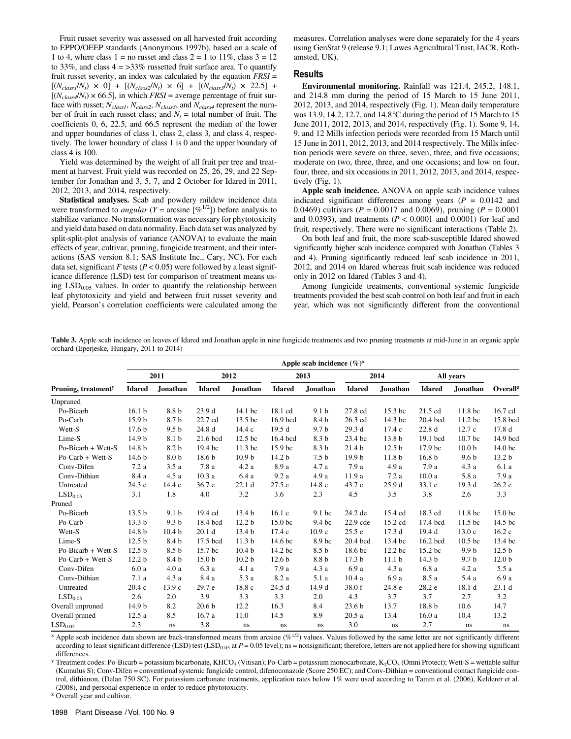Fruit russet severity was assessed on all harvested fruit according to EPPO/OEEP standards (Anonymous 1997b), based on a scale of 1 to 4, where class 1 = no russet and class 2 = 1 to 11%, class 3 = 12 to 33%, and class 4 = >33% russetted fruit surface area. To quantify fruit russet severity, an index was calculated by the equation $FRSI = [(N_{class1}/N_t) \times 0] + [(N_{class2}/N_t) \times 6] + [(N_{class3}/N_t) \times 22.5] + [(N_{class4}/N_t) \times 66.5]$, in which $FRSI$ = average percentage of fruit surface with russet; $N_{class1}$, $N_{class2}$, $N_{class3}$, and $N_{class4}$ represent the number of fruit in each russet class; and $N_t$ = total number of fruit. The coefficients 0, 6, 22.5, and 66.5 represent the median of the lower and upper boundaries of class 1, class 2, class 3, and class 4, respectively. The lower boundary of class 1 is 0 and the upper boundary of class 4 is 100.

Yield was determined by the weight of all fruit per tree and treatment at harvest. Fruit yield was recorded on 25, 26, 29, and 22 September for Jonathan and 3, 5, 7, and 2 October for Idared in 2011, 2012, 2013, and 2014, respectively.

**Statistical analyses.** Scab and powdery mildew incidence data were transformed to *angular* ($Y = \text{arcsine } [\%^{1/2}]$) before analysis to stabilize variance. No transformation was necessary for phytotoxicity and yield data based on data normality. Each data set was analyzed by split-split-plot analysis of variance (ANOVA) to evaluate the main effects of year, cultivar, pruning, fungicide treatment, and their interactions (SAS version 8.1; SAS Institute Inc., Cary, NC). For each data set, significant $F$ tests ($P < 0.05$) were followed by a least significance difference (LSD) test for comparison of treatment means using $LSD_{0.05}$ values. In order to quantify the relationship between leaf phytotoxicity and yield and between fruit russet severity and yield, Pearson's correlation coefficients were calculated among the measures. Correlation analyses were done separately for the 4 years using GenStat 9 (release 9.1; Lawes Agricultural Trust, IACR, Rothamsted, UK).

## Results

**Environmental monitoring.** Rainfall was 121.4, 245.2, 148.1, and 214.8 mm during the period of 15 March to 15 June 2011, 2012, 2013, and 2014, respectively (Fig. 1). Mean daily temperature was 13.9, 14.2, 12.7, and 14.8°C during the period of 15 March to 15 June 2011, 2012, 2013, and 2014, respectively (Fig. 1). Some 9, 14, 9, and 12 Mills infection periods were recorded from 15 March until 15 June in 2011, 2012, 2013, and 2014 respectively. The Mills infection periods were severe on three, seven, three, and five occasions; moderate on two, three, three, and one occasions; and low on four, four, three, and six occasions in 2011, 2012, 2013, and 2014, respectively (Fig. 1).

**Apple scab incidence.** ANOVA on apple scab incidence values indicated significant differences among years ($P = 0.0142$ and 0.0469) cultivars ($P = 0.0017$ and 0.0069), pruning ($P = 0.0001$ and 0.0393), and treatments ($P < 0.0001$ and 0.0001) for leaf and fruit, respectively. There were no significant interactions (Table 2).

On both leaf and fruit, the more scab-susceptible Idared showed significantly higher scab incidence compared with Jonathan (Tables 3 and 4). Pruning significantly reduced leaf scab incidence in 2011, 2012, and 2014 on Idared whereas fruit scab incidence was reduced only in 2012 on Idared (Tables 3 and 4).

Among fungicide treatments, conventional systemic fungicide treatments provided the best scab control on both leaf and fruit in each year, which was not significantly different from the conventional

**Table 3.** Apple scab incidence on leaves of Idared and Jonathan apple in nine fungicide treatments and two pruning treatments at mid-June in an organic apple orchard (Eperjeske, Hungary, 2011 to 2014)

| | Apple scab incidence (%)[x] | | | | | | | | | | |
|---|---|---|---|---|---|---|---|---|---|---|---|
| | 2011 | | 2012 | | 2013 | | 2014 | | All years | | |
| Pruning, treatment[y] | Idared | Jonathan | Idared | Jonathan | Idared | Jonathan | Idared | Jonathan | Idared | Jonathan | Overall[z] |
| Unpruned | | | | | | | | | | | |
| Po-Bicarb | 16.1 b | 8.8 b | 23.9 d | 14.1 bc | 18.1 cd | 9.1 b | 27.8 cd | 15.3 bc | 21.5 cd | 11.8 bc | 16.7 cd |
| Po-Carb | 15.9 b | 8.7 b | 22.7 cd | 13.5 bc | 16.9 bcd | 8.4 b | 26.3 cd | 14.3 bc | 20.4 bcd | 11.2 bc | 15.8 bcd |
| Wett-S | 17.6 b | 9.5 b | 24.8 d | 14.4 c | 19.5 d | 9.7 b | 29.3 d | 17.4 c | 22.8 d | 12.7 c | 17.8 d |
| Lime-S | 14.9 b | 8.1 b | 21.6 bcd | 12.5 bc | 16.4 bcd | 8.3 b | 23.4 bc | 13.8 b | 19.1 bcd | 10.7 bc | 14.9 bcd |
| Po-Bicarb + Wett-S | 14.8 b | 8.2 b | 19.4 bc | 11.3 bc | 15.9 bc | 8.3 b | 21.4 b | 12.5 b | 17.9 bc | 10.0 b | 14.0 bc |
| Po-Carb + Wett-S | 14.6 b | 8.0 b | 18.6 b | 10.9 b | 14.2 b | 7.5 b | 19.9 b | 11.8 b | 16.8 b | 9.6 b | 13.2 b |
| Conv-Difen | 7.2 a | 3.5 a | 7.8 a | 4.2 a | 8.9 a | 4.7 a | 7.9 a | 4.9 a | 7.9 a | 4.3 a | 6.1 a |
| Conv-Dithian | 8.4 a | 4.5 a | 10.3 a | 6.4 a | 9.2 a | 4.9 a | 11.9 a | 7.2 a | 10.0 a | 5.8 a | 7.9 a |
| Untreated | 24.3 c | 14.4 c | 36.7 e | 22.1 d | 27.5 e | 14.8 c | 43.7 e | 25.9 d | 33.1 e | 19.3 d | 26.2 e |
| $LSD_{0.05}$ | 3.1 | 1.8 | 4.0 | 3.2 | 3.6 | 2.3 | 4.5 | 3.5 | 3.8 | 2.6 | 3.3 |
| Pruned | | | | | | | | | | | |
| Po-Bicarb | 13.5 b | 9.1 b | 19.4 cd | 13.4 b | 16.1 c | 9.1 bc | 24.2 de | 15.4 cd | 18.3 cd | 11.8 bc | 15.0 bc |
| Po-Carb | 13.3 b | 9.3 b | 18.4 bcd | 12.2 b | 15.0 bc | 9.4 bc | 22.9 cde | 15.2 cd | 17.4 bcd | 11.5 bc | 14.5 bc |
| Wett-S | 14.8 b | 10.4 b | 20.1 d | 13.4 b | 17.4 c | 10.9 c | 25.5 e | 17.3 d | 19.4 d | 13.0 c | 16.2 c |
| Lime-S | 12.5 b | 8.4 b | 17.5 bcd | 11.3 b | 14.6 bc | 8.9 bc | 20.4 bcd | 13.4 bc | 16.2 bcd | 10.5 bc | 13.4 bc |
| Po-Bicarb + Wett-S | 12.5 b | 8.5 b | 15.7 bc | 10.4 b | 14.2 bc | 8.5 b | 18.6 bc | 12.2 bc | 15.2 bc | 9.9 b | 12.5 b |
| Po-Carb + Wett-S | 12.2 b | 8.4 b | 15.0 b | 10.2 b | 12.6 b | 8.8 b | 17.3 b | 11.1 b | 14.3 b | 9.7 b | 12.0 b |
| Conv-Difen | 6.0 a | 4.0 a | 6.3 a | 4.1 a | 7.9 a | 4.3 a | 6.9 a | 4.3 a | 6.8 a | 4.2 a | 5.5 a |
| Conv-Dithian | 7.1 a | 4.3 a | 8.4 a | 5.3 a | 8.2 a | 5.1 a | 10.4 a | 6.9 a | 8.5 a | 5.4 a | 6.9 a |
| Untreated | 20.4 c | 13.9 c | 29.7 e | 18.8 c | 24.5 d | 14.9 d | 38.0 f | 24.8 e | 28.2 e | 18.1 d | 23.1 d |
| $LSD_{0.05}$ | 2.6 | 2.0 | 3.9 | 3.3 | 3.3 | 2.0 | 4.3 | 3.7 | 3.7 | 2.7 | 3.2 |
| Overall unpruned | 14.9 b | 8.2 | 20.6 b | 12.2 | 16.3 | 8.4 | 23.6 b | 13.7 | 18.8 b | 10.6 | 14.7 |
| Overall pruned | 12.5 a | 8.5 | 16.7 a | 11.0 | 14.5 | 8.9 | 20.5 a | 13.4 | 16.0 a | 10.4 | 13.2 |
| $LSD_{0.05}$ | 2.3 | ns | 3.8 | ns | ns | ns | 3.0 | ns | 2.7 | ns | ns |

[x] Apple scab incidence data shown are back-transformed means from arcsine ($\%^{1/2}$) values. Values followed by the same letter are not significantly different according to least significant difference (LSD) test ($LSD_{0.05}$ at $P = 0.05$ level); ns = nonsignificant; therefore, letters are not applied here for showing significant differences.

[y] Treatment codes: Po-Bicarb = potassium bicarbonate, $KHCO_3$ (Vitisan); Po-Carb = potassium monocarbonate, $K_2CO_3$ (Omni Protect); Wett-S = wettable sulfur (Kumulus S); Conv-Difen = conventional systemic fungicide control, difenoconazole (Score 250 EC); and Conv-Dithian = conventional contact fungicide control, dithianon, (Delan 750 SC). For potassium carbonate treatments, application rates below 1% were used according to Tamm et al. (2006), Kelderer et al. (2008), and personal experience in order to reduce phytotoxicity.

[z] Overall year and cultivar.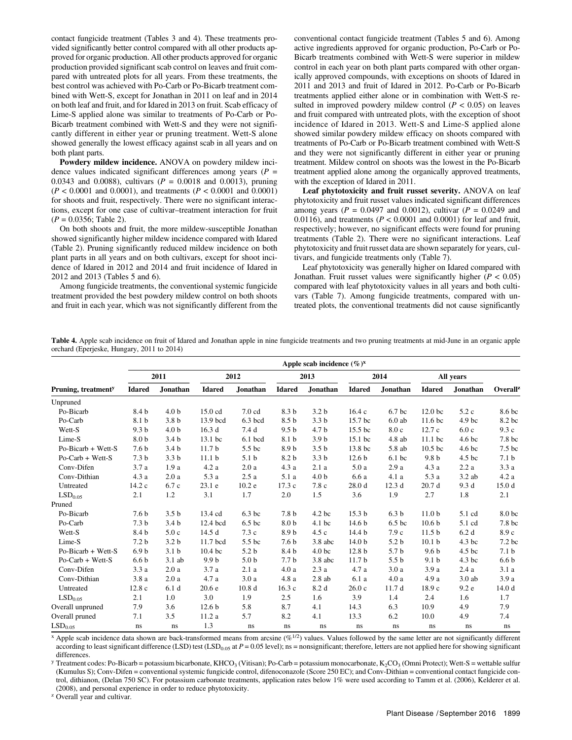contact fungicide treatment (Tables 3 and 4). These treatments provided significantly better control compared with all other products approved for organic production. All other products approved for organic production provided significant scab control on leaves and fruit compared with untreated plots for all years. From these treatments, the best control was achieved with Po-Carb or Po-Bicarb treatment combined with Wett-S, except for Jonathan in 2011 on leaf and in 2014 on both leaf and fruit, and for Idared in 2013 on fruit. Scab efficacy of Lime-S applied alone was similar to treatments of Po-Carb or Po-Bicarb treatment combined with Wett-S and they were not significantly different in either year or pruning treatment. Wett-S alone showed generally the lowest efficacy against scab in all years and on both plant parts.

**Powdery mildew incidence.** ANOVA on powdery mildew incidence values indicated significant differences among years ($P$ = 0.0343 and 0.0088), cultivars ($P$ = 0.0018 and 0.0013), pruning ($P$ < 0.0001 and 0.0001), and treatments ($P$ < 0.0001 and 0.0001) for shoots and fruit, respectively. There were no significant interactions, except for one case of cultivar–treatment interaction for fruit ($P$ = 0.0356; Table 2).

On both shoots and fruit, the more mildew-susceptible Jonathan showed significantly higher mildew incidence compared with Idared (Table 2). Pruning significantly reduced mildew incidence on both plant parts in all years and on both cultivars, except for shoot incidence of Idared in 2012 and 2014 and fruit incidence of Idared in 2012 and 2013 (Tables 5 and 6).

Among fungicide treatments, the conventional systemic fungicide treatment provided the best powdery mildew control on both shoots and fruit in each year, which was not significantly different from the conventional contact fungicide treatment (Tables 5 and 6). Among active ingredients approved for organic production, Po-Carb or Po-Bicarb treatments combined with Wett-S were superior in mildew control in each year on both plant parts compared with other organically approved compounds, with exceptions on shoots of Idared in 2011 and 2013 and fruit of Idared in 2012. Po-Carb or Po-Bicarb treatments applied either alone or in combination with Wett-S resulted in improved powdery mildew control ($P$ < 0.05) on leaves and fruit compared with untreated plots, with the exception of shoot incidence of Idared in 2013. Wett-S and Lime-S applied alone showed similar powdery mildew efficacy on shoots compared with treatments of Po-Carb or Po-Bicarb treatment combined with Wett-S and they were not significantly different in either year or pruning treatment. Mildew control on shoots was the lowest in the Po-Bicarb treatment applied alone among the organically approved treatments, with the exception of Idared in 2011.

**Leaf phytotoxicity and fruit russet severity.** ANOVA on leaf phytotoxicity and fruit russet values indicated significant differences among years ($P$ = 0.0497 and 0.0012), cultivar ($P$ = 0.0249 and 0.0116), and treatments ($P$ < 0.0001 and 0.0001) for leaf and fruit, respectively; however, no significant effects were found for pruning treatments (Table 2). There were no significant interactions. Leaf phytotoxicity and fruit russet data are shown separately for years, cultivars, and fungicide treatments only (Table 7).

Leaf phytotoxicity was generally higher on Idared compared with Jonathan. Fruit russet values were significantly higher ($P$ < 0.05) compared with leaf phytotoxicity values in all years and both cultivars (Table 7). Among fungicide treatments, compared with untreated plots, the conventional treatments did not cause significantly

**Table 4.** Apple scab incidence on fruit of Idared and Jonathan apple in nine fungicide treatments and two pruning treatments at mid-June in an organic apple orchard (Eperjeske, Hungary, 2011 to 2014)

| Pruning, treatment[y] | Apple scab incidence (%)[x] | | | | | | | | | | |
|---|---|---|---|---|---|---|---|---|---|---|---|
| | 2011 | | 2012 | | 2013 | | 2014 | | All years | | |
| | Idared | Jonathan | Idared | Jonathan | Idared | Jonathan | Idared | Jonathan | Idared | Jonathan | Overall[z] |
| Unpruned | | | | | | | | | | | |
| Po-Bicarb | 8.4 b | 4.0 b | 15.0 cd | 7.0 cd | 8.3 b | 3.2 b | 16.4 c | 6.7 bc | 12.0 bc | 5.2 c | 8.6 bc |
| Po-Carb | 8.1 b | 3.8 b | 13.9 bcd | 6.3 bcd | 8.5 b | 3.3 b | 15.7 bc | 6.0 ab | 11.6 bc | 4.9 bc | 8.2 bc |
| Wett-S | 9.3 b | 4.0 b | 16.3 d | 7.4 d | 9.5 b | 4.7 b | 15.5 bc | 8.0 c | 12.7 c | 6.0 c | 9.3 c |
| Lime-S | 8.0 b | 3.4 b | 13.1 bc | 6.1 bcd | 8.1 b | 3.9 b | 15.1 bc | 4.8 ab | 11.1 bc | 4.6 bc | 7.8 bc |
| Po-Bicarb + Wett-S | 7.6 b | 3.4 b | 11.7 b | 5.5 bc | 8.9 b | 3.5 b | 13.8 bc | 5.8 ab | 10.5 bc | 4.6 bc | 7.5 bc |
| Po-Carb + Wett-S | 7.3 b | 3.3 b | 11.1 b | 5.1 b | 8.2 b | 3.3 b | 12.6 b | 6.1 bc | 9.8 b | 4.5 bc | 7.1 b |
| Conv-Difen | 3.7 a | 1.9 a | 4.2 a | 2.0 a | 4.3 a | 2.1 a | 5.0 a | 2.9 a | 4.3 a | 2.2 a | 3.3 a |
| Conv-Dithian | 4.3 a | 2.0 a | 5.3 a | 2.5 a | 5.1 a | 4.0 b | 6.6 a | 4.1 a | 5.3 a | 3.2 ab | 4.2 a |
| Untreated | 14.2 c | 6.7 c | 23.1 e | 10.2 e | 17.3 c | 7.8 c | 28.0 d | 12.3 d | 20.7 d | 9.3 d | 15.0 d |
| $LSD_{0.05}$ | 2.1 | 1.2 | 3.1 | 1.7 | 2.0 | 1.5 | 3.6 | 1.9 | 2.7 | 1.8 | 2.1 |
| Pruned | | | | | | | | | | | |
| Po-Bicarb | 7.6 b | 3.5 b | 13.4 cd | 6.3 bc | 7.8 b | 4.2 bc | 15.3 b | 6.3 b | 11.0 b | 5.1 cd | 8.0 bc |
| Po-Carb | 7.3 b | 3.4 b | 12.4 bcd | 6.5 bc | 8.0 b | 4.1 bc | 14.6 b | 6.5 bc | 10.6 b | 5.1 cd | 7.8 bc |
| Wett-S | 8.4 b | 5.0 c | 14.5 d | 7.3 c | 8.9 b | 4.5 c | 14.4 b | 7.9 c | 11.5 b | 6.2 d | 8.9 c |
| Lime-S | 7.2 b | 3.2 b | 11.7 bcd | 5.5 bc | 7.6 b | 3.8 abc | 14.0 b | 5.2 b | 10.1 b | 4.3 bc | 7.2 bc |
| Po-Bicarb + Wett-S | 6.9 b | 3.1 b | 10.4 bc | 5.2 b | 8.4 b | 4.0 bc | 12.8 b | 5.7 b | 9.6 b | 4.5 bc | 7.1 b |
| Po-Carb + Wett-S | 6.6 b | 3.1 ab | 9.9 b | 5.0 b | 7.7 b | 3.8 abc | 11.7 b | 5.5 b | 9.1 b | 4.3 bc | 6.6 b |
| Conv-Difen | 3.3 a | 2.0 a | 3.7 a | 2.1 a | 4.0 a | 2.3 a | 4.7 a | 3.0 a | 3.9 a | 2.4 a | 3.1 a |
| Conv-Dithian | 3.8 a | 2.0 a | 4.7 a | 3.0 a | 4.8 a | 2.8 ab | 6.1 a | 4.0 a | 4.9 a | 3.0 ab | 3.9 a |
| Untreated | 12.8 c | 6.1 d | 20.6 e | 10.8 d | 16.3 c | 8.2 d | 26.0 c | 11.7 d | 18.9 c | 9.2 e | 14.0 d |
| $LSD_{0.05}$ | 2.1 | 1.0 | 3.0 | 1.9 | 2.5 | 1.6 | 3.9 | 1.4 | 2.4 | 1.6 | 1.7 |
| Overall unpruned | 7.9 | 3.6 | 12.6 b | 5.8 | 8.7 | 4.1 | 14.3 | 6.3 | 10.9 | 4.9 | 7.9 |
| Overall pruned | 7.1 | 3.5 | 11.2 a | 5.7 | 8.2 | 4.1 | 13.3 | 6.2 | 10.0 | 4.9 | 7.4 |
| $LSD_{0.05}$ | ns | ns | 1.3 | ns | ns | ns | ns | ns | ns | ns | ns |

[x] Apple scab incidence data shown are back-transformed means from arcsine ($\%^{1/2}$) values. Values followed by the same letter are not significantly different according to least significant difference (LSD) test ($LSD_{0.05}$ at $P$ = 0.05 level); ns = nonsignificant; therefore, letters are not applied here for showing significant differences.

[y] Treatment codes: Po-Bicarb = potassium bicarbonate, $KHCO_3$ (Vitisan); Po-Carb = potassium monocarbonate, $K_2CO_3$ (Omni Protect); Wett-S = wettable sulfur (Kumulus S); Conv-Difen = conventional systemic fungicide control, difenoconazole (Score 250 EC); and Conv-Dithian = conventional contact fungicide control, dithianon, (Delan 750 SC). For potassium carbonate treatments, application rates below 1% were used according to Tamm et al. (2006), Kelderer et al. (2008), and personal experience in order to reduce phytotoxicity.

[z] Overall year and cultivar.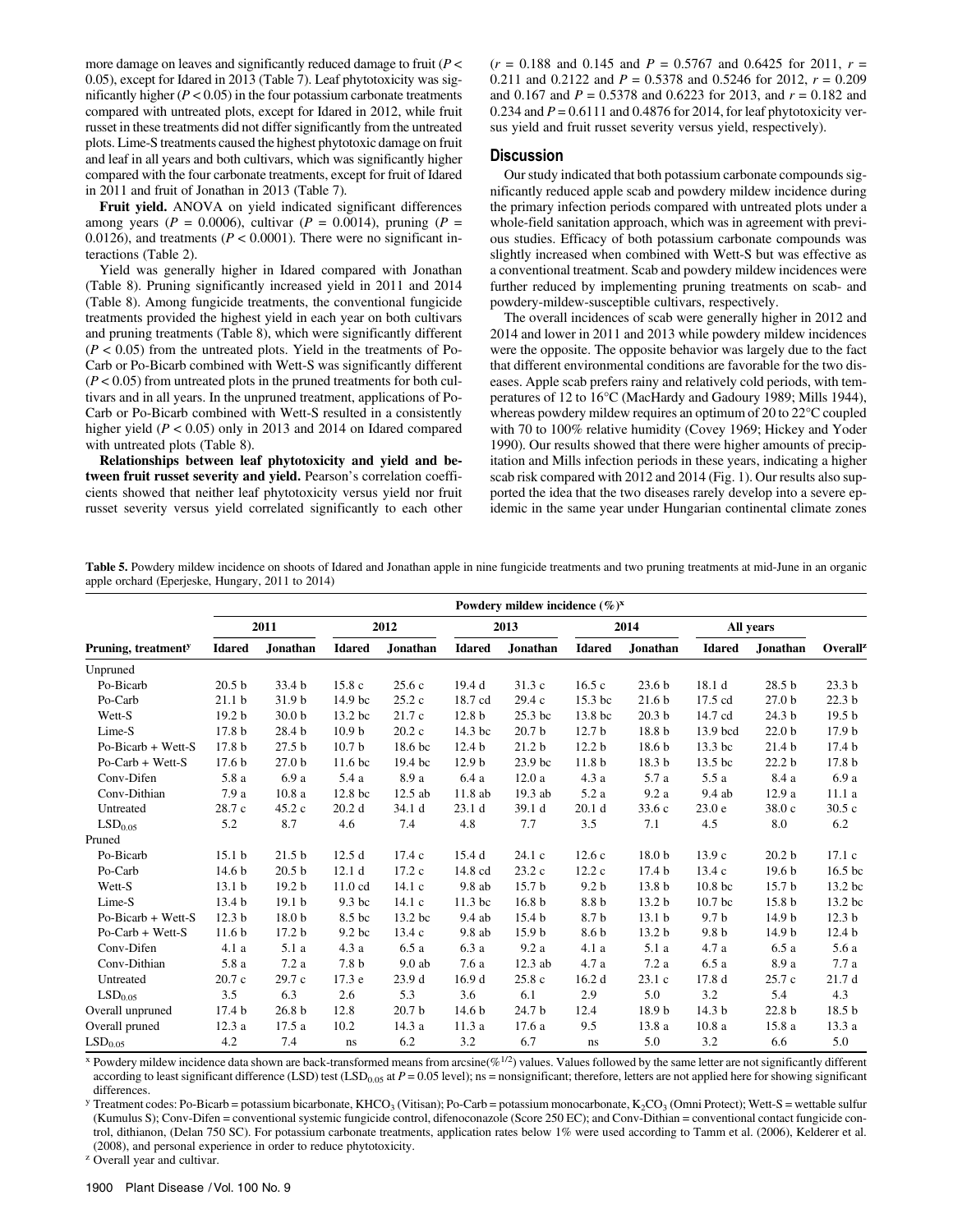more damage on leaves and significantly reduced damage to fruit ($P < 0.05$), except for Idared in 2013 (Table 7). Leaf phytotoxicity was significantly higher ($P < 0.05$) in the four potassium carbonate treatments compared with untreated plots, except for Idared in 2012, while fruit russet in these treatments did not differ significantly from the untreated plots. Lime-S treatments caused the highest phytotoxic damage on fruit and leaf in all years and both cultivars, which was significantly higher compared with the four carbonate treatments, except for fruit of Idared in 2011 and fruit of Jonathan in 2013 (Table 7).

**Fruit yield.** ANOVA on yield indicated significant differences among years ($P = 0.0006$), cultivar ($P = 0.0014$), pruning ($P = 0.0126$), and treatments ($P < 0.0001$). There were no significant interactions (Table 2).

Yield was generally higher in Idared compared with Jonathan (Table 8). Pruning significantly increased yield in 2011 and 2014 (Table 8). Among fungicide treatments, the conventional fungicide treatments provided the highest yield in each year on both cultivars and pruning treatments (Table 8), which were significantly different ($P < 0.05$) from the untreated plots. Yield in the treatments of Po-Carb or Po-Bicarb combined with Wett-S was significantly different ($P < 0.05$) from untreated plots in the pruned treatments for both cultivars and in all years. In the unpruned treatment, applications of Po-Carb or Po-Bicarb combined with Wett-S resulted in a consistently higher yield ($P < 0.05$) only in 2013 and 2014 on Idared compared with untreated plots (Table 8).

**Relationships between leaf phytotoxicity and yield and between fruit russet severity and yield.** Pearson's correlation coefficients showed that neither leaf phytotoxicity versus yield nor fruit russet severity versus yield correlated significantly to each other ($r = 0.188$ and $0.145$ and $P = 0.5767$ and $0.6425$ for 2011, $r = 0.211$ and $0.2122$ and $P = 0.5378$ and $0.5246$ for 2012, $r = 0.209$ and $0.167$ and $P = 0.5378$ and $0.6223$ for 2013, and $r = 0.182$ and $0.234$ and $P = 0.6111$ and $0.4876$ for 2014, for leaf phytotoxicity versus yield and fruit russet severity versus yield, respectively).

## Discussion

Our study indicated that both potassium carbonate compounds significantly reduced apple scab and powdery mildew incidence during the primary infection periods compared with untreated plots under a whole-field sanitation approach, which was in agreement with previous studies. Efficacy of both potassium carbonate compounds was slightly increased when combined with Wett-S but was effective as a conventional treatment. Scab and powdery mildew incidences were further reduced by implementing pruning treatments on scab- and powdery-mildew-susceptible cultivars, respectively.

The overall incidences of scab were generally higher in 2012 and 2014 and lower in 2011 and 2013 while powdery mildew incidences were the opposite. The opposite behavior was largely due to the fact that different environmental conditions are favorable for the two diseases. Apple scab prefers rainy and relatively cold periods, with temperatures of 12 to 16°C (MacHardy and Gadoury 1989; Mills 1944), whereas powdery mildew requires an optimum of 20 to 22°C coupled with 70 to 100% relative humidity (Covey 1969; Hickey and Yoder 1990). Our results showed that there were higher amounts of precipitation and Mills infection periods in these years, indicating a higher scab risk compared with 2012 and 2014 (Fig. 1). Our results also supported the idea that the two diseases rarely develop into a severe epidemic in the same year under Hungarian continental climate zones

**Table 5.** Powdery mildew incidence on shoots of Idared and Jonathan apple in nine fungicide treatments and two pruning treatments at mid-June in an organic apple orchard (Eperjeske, Hungary, 2011 to 2014)

| | Powdery mildew incidence (%)[x] | | | | | | | | | | |
|---|---|---|---|---|---|---|---|---|---|---|---|
| | 2011 | | 2012 | | 2013 | | 2014 | | All years | | |
| Pruning, treatment[y] | Idared | Jonathan | Idared | Jonathan | Idared | Jonathan | Idared | Jonathan | Idared | Jonathan | Overall[z] |
| Unpruned | | | | | | | | | | | |
| Po-Bicarb | 20.5 b | 33.4 b | 15.8 c | 25.6 c | 19.4 d | 31.3 c | 16.5 c | 23.6 b | 18.1 d | 28.5 b | 23.3 b |
| Po-Carb | 21.1 b | 31.9 b | 14.9 bc | 25.2 c | 18.7 cd | 29.4 c | 15.3 bc | 21.6 b | 17.5 cd | 27.0 b | 22.3 b |
| Wett-S | 19.2 b | 30.0 b | 13.2 bc | 21.7 c | 12.8 b | 25.3 bc | 13.8 bc | 20.3 b | 14.7 cd | 24.3 b | 19.5 b |
| Lime-S | 17.8 b | 28.4 b | 10.9 b | 20.2 c | 14.3 bc | 20.7 b | 12.7 b | 18.8 b | 13.9 bcd | 22.0 b | 17.9 b |
| Po-Bicarb + Wett-S | 17.8 b | 27.5 b | 10.7 b | 18.6 bc | 12.4 b | 21.2 b | 12.2 b | 18.6 b | 13.3 bc | 21.4 b | 17.4 b |
| Po-Carb + Wett-S | 17.6 b | 27.0 b | 11.6 bc | 19.4 bc | 12.9 b | 23.9 bc | 11.8 b | 18.3 b | 13.5 bc | 22.2 b | 17.8 b |
| Conv-Difen | 5.8 a | 6.9 a | 5.4 a | 8.9 a | 6.4 a | 12.0 a | 4.3 a | 5.7 a | 5.5 a | 8.4 a | 6.9 a |
| Conv-Dithian | 7.9 a | 10.8 a | 12.8 bc | 12.5 ab | 11.8 ab | 19.3 ab | 5.2 a | 9.2 a | 9.4 ab | 12.9 a | 11.1 a |
| Untreated | 28.7 c | 45.2 c | 20.2 d | 34.1 d | 23.1 d | 39.1 d | 20.1 d | 33.6 c | 23.0 e | 38.0 c | 30.5 c |
| $LSD_{0.05}$ | 5.2 | 8.7 | 4.6 | 7.4 | 4.8 | 7.7 | 3.5 | 7.1 | 4.5 | 8.0 | 6.2 |
| Pruned | | | | | | | | | | | |
| Po-Bicarb | 15.1 b | 21.5 b | 12.5 d | 17.4 c | 15.4 d | 24.1 c | 12.6 c | 18.0 b | 13.9 c | 20.2 b | 17.1 c |
| Po-Carb | 14.6 b | 20.5 b | 12.1 d | 17.2 c | 14.8 cd | 23.2 c | 12.2 c | 17.4 b | 13.4 c | 19.6 b | 16.5 bc |
| Wett-S | 13.1 b | 19.2 b | 11.0 cd | 14.1 c | 9.8 ab | 15.7 b | 9.2 b | 13.8 b | 10.8 bc | 15.7 b | 13.2 bc |
| Lime-S | 13.4 b | 19.1 b | 9.3 bc | 14.1 c | 11.3 bc | 16.8 b | 8.8 b | 13.2 b | 10.7 bc | 15.8 b | 13.2 bc |
| Po-Bicarb + Wett-S | 12.3 b | 18.0 b | 8.5 bc | 13.2 bc | 9.4 ab | 15.4 b | 8.7 b | 13.1 b | 9.7 b | 14.9 b | 12.3 b |
| Po-Carb + Wett-S | 11.6 b | 17.2 b | 9.2 bc | 13.4 c | 9.8 ab | 15.9 b | 8.6 b | 13.2 b | 9.8 b | 14.9 b | 12.4 b |
| Conv-Difen | 4.1 a | 5.1 a | 4.3 a | 6.5 a | 6.3 a | 9.2 a | 4.1 a | 5.1 a | 4.7 a | 6.5 a | 5.6 a |
| Conv-Dithian | 5.8 a | 7.2 a | 7.8 b | 9.0 ab | 7.6 a | 12.3 ab | 4.7 a | 7.2 a | 6.5 a | 8.9 a | 7.7 a |
| Untreated | 20.7 c | 29.7 c | 17.3 e | 23.9 d | 16.9 d | 25.8 c | 16.2 d | 23.1 c | 17.8 d | 25.7 c | 21.7 d |
| $LSD_{0.05}$ | 3.5 | 6.3 | 2.6 | 5.3 | 3.6 | 6.1 | 2.9 | 5.0 | 3.2 | 5.4 | 4.3 |
| Overall unpruned | 17.4 b | 26.8 b | 12.8 | 20.7 b | 14.6 b | 24.7 b | 12.4 | 18.9 b | 14.3 b | 22.8 b | 18.5 b |
| Overall pruned | 12.3 a | 17.5 a | 10.2 | 14.3 a | 11.3 a | 17.6 a | 9.5 | 13.8 a | 10.8 a | 15.8 a | 13.3 a |
| $LSD_{0.05}$ | 4.2 | 7.4 | ns | 6.2 | 3.2 | 6.7 | ns | 5.0 | 3.2 | 6.6 | 5.0 |

[x] Powdery mildew incidence data shown are back-transformed means from arcsine($\%^{1/2}$) values. Values followed by the same letter are not significantly different according to least significant difference (LSD) test ($LSD_{0.05}$ at $P = 0.05$ level); ns = nonsignificant; therefore, letters are not applied here for showing significant differences.

[y] Treatment codes: Po-Bicarb = potassium bicarbonate, $KHCO_3$ (Vitisan); Po-Carb = potassium monocarbonate, $K_2CO_3$ (Omni Protect); Wett-S = wettable sulfur (Kumulus S); Conv-Difen = conventional systemic fungicide control, difenoconazole (Score 250 EC); and Conv-Dithian = conventional contact fungicide control, dithianon, (Delan 750 SC). For potassium carbonate treatments, application rates below 1% were used according to Tamm et al. (2006), Kelderer et al. (2008), and personal experience in order to reduce phytotoxicity.

[z] Overall year and cultivar.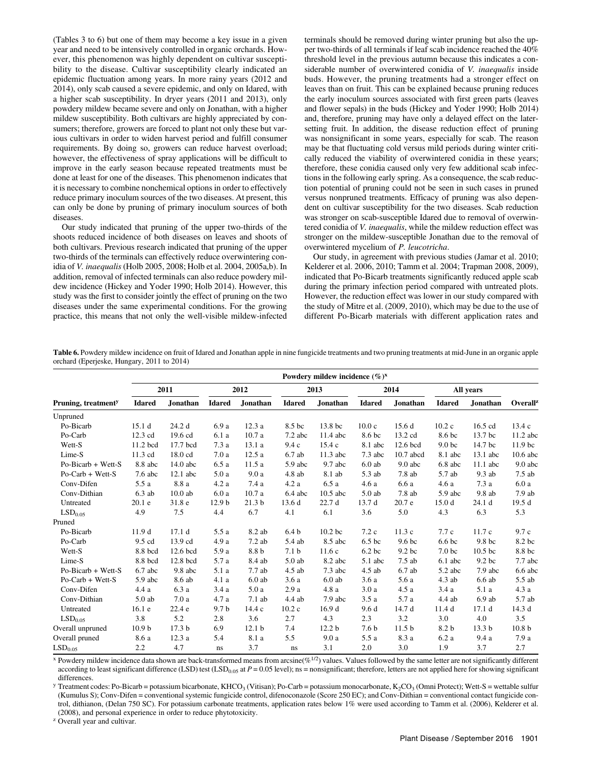(Tables 3 to 6) but one of them may become a key issue in a given year and need to be intensively controlled in organic orchards. However, this phenomenon was highly dependent on cultivar susceptibility to the disease. Cultivar susceptibility clearly indicated an epidemic fluctuation among years. In more rainy years (2012 and 2014), only scab caused a severe epidemic, and only on Idared, with a higher scab susceptibility. In dryer years (2011 and 2013), only powdery mildew became severe and only on Jonathan, with a higher mildew susceptibility. Both cultivars are highly appreciated by consumers; therefore, growers are forced to plant not only these but various cultivars in order to widen harvest period and fulfill consumer requirements. By doing so, growers can reduce harvest overload; however, the effectiveness of spray applications will be difficult to improve in the early season because repeated treatments must be done at least for one of the diseases. This phenomenon indicates that it is necessary to combine nonchemical options in order to effectively reduce primary inoculum sources of the two diseases. At present, this can only be done by pruning of primary inoculum sources of both diseases.

Our study indicated that pruning of the upper two-thirds of the shoots reduced incidence of both diseases on leaves and shoots of both cultivars. Previous research indicated that pruning of the upper two-thirds of the terminals can effectively reduce overwintering conidia of *V. inaequalis* (Holb 2005, 2008; Holb et al. 2004, 2005a,b). In addition, removal of infected terminals can also reduce powdery mildew incidence (Hickey and Yoder 1990; Holb 2014). However, this study was the first to consider jointly the effect of pruning on the two diseases under the same experimental conditions. For the growing practice, this means that not only the well-visible mildew-infected terminals should be removed during winter pruning but also the upper two-thirds of all terminals if leaf scab incidence reached the 40% threshold level in the previous autumn because this indicates a considerable number of overwintered conidia of *V. inaequalis* inside buds. However, the pruning treatments had a stronger effect on leaves than on fruit. This can be explained because pruning reduces the early inoculum sources associated with first green parts (leaves and flower sepals) in the buds (Hickey and Yoder 1990; Holb 2014) and, therefore, pruning may have only a delayed effect on the later-setting fruit. In addition, the disease reduction effect of pruning was nonsignificant in some years, especially for scab. The reason may be that fluctuating cold versus mild periods during winter critically reduced the viability of overwintered conidia in these years; therefore, these conidia caused only very few additional scab infections in the following early spring. As a consequence, the scab reduction potential of pruning could not be seen in such cases in pruned versus nonpruned treatments. Efficacy of pruning was also dependent on cultivar susceptibility for the two diseases. Scab reduction was stronger on scab-susceptible Idared due to removal of overwintered conidia of *V. inaequalis*, while the mildew reduction effect was stronger on the mildew-susceptible Jonathan due to the removal of overwintered mycelium of *P. leucotricha*.

Our study, in agreement with previous studies (Jamar et al. 2010; Kelderer et al. 2006, 2010; Tamm et al. 2004; Trapman 2008, 2009), indicated that Po-Bicarb treatments significantly reduced apple scab during the primary infection period compared with untreated plots. However, the reduction effect was lower in our study compared with the study of Mitre et al. (2009, 2010), which may be due to the use of different Po-Bicarb materials with different application rates and

**Table 6.** Powdery mildew incidence on fruit of Idared and Jonathan apple in nine fungicide treatments and two pruning treatments at mid-June in an organic apple orchard (Eperjeske, Hungary, 2011 to 2014)

| | Powdery mildew incidence (%)[x] | | | | | | | | | | |
|---|---|---|---|---|---|---|---|---|---|---|---|
| | 2011 | | 2012 | | 2013 | | 2014 | | All years | | |
| Pruning, treatment[y] | Idared | Jonathan | Idared | Jonathan | Idared | Jonathan | Idared | Jonathan | Idared | Jonathan | Overall[z] |
| Unpruned | | | | | | | | | | | |
| Po-Bicarb | 15.1 d | 24.2 d | 6.9 a | 12.3 a | 8.5 bc | 13.8 bc | 10.0 c | 15.6 d | 10.2 c | 16.5 cd | 13.4 c |
| Po-Carb | 12.3 cd | 19.6 cd | 6.1 a | 10.7 a | 7.2 abc | 11.4 abc | 8.6 bc | 13.2 cd | 8.6 bc | 13.7 bc | 11.2 abc |
| Wett-S | 11.2 bcd | 17.7 bcd | 7.3 a | 13.1 a | 9.4 c | 15.4 c | 8.1 abc | 12.6 bcd | 9.0 bc | 14.7 bc | 11.9 bc |
| Lime-S | 11.3 cd | 18.0 cd | 7.0 a | 12.5 a | 6.7 ab | 11.3 abc | 7.3 abc | 10.7 abcd | 8.1 abc | 13.1 abc | 10.6 abc |
| Po-Bicarb + Wett-S | 8.8 abc | 14.0 abc | 6.5 a | 11.5 a | 5.9 abc | 9.7 abc | 6.0 ab | 9.0 abc | 6.8 abc | 11.1 abc | 9.0 abc |
| Po-Carb + Wett-S | 7.6 abc | 12.1 abc | 5.0 a | 9.0 a | 4.8 ab | 8.1 ab | 5.3 ab | 7.8 ab | 5.7 ab | 9.3 ab | 7.5 ab |
| Conv-Difen | 5.5 a | 8.8 a | 4.2 a | 7.4 a | 4.2 a | 6.5 a | 4.6 a | 6.6 a | 4.6 a | 7.3 a | 6.0 a |
| Conv-Dithian | 6.3 ab | 10.0 ab | 6.0 a | 10.7 a | 6.4 abc | 10.5 abc | 5.0 ab | 7.8 ab | 5.9 abc | 9.8 ab | 7.9 ab |
| Untreated | 20.1 e | 31.8 e | 12.9 b | 21.3 b | 13.6 d | 22.7 d | 13.7 d | 20.7 e | 15.0 d | 24.1 d | 19.5 d |
| $LSD_{0.05}$ | 4.9 | 7.5 | 4.4 | 6.7 | 4.1 | 6.1 | 3.6 | 5.0 | 4.3 | 6.3 | 5.3 |
| Pruned | | | | | | | | | | | |
| Po-Bicarb | 11.9 d | 17.1 d | 5.5 a | 8.2 ab | 6.4 b | 10.2 bc | 7.2 c | 11.3 c | 7.7 c | 11.7 c | 9.7 c |
| Po-Carb | 9.5 cd | 13.9 cd | 4.9 a | 7.2 ab | 5.4 ab | 8.5 abc | 6.5 bc | 9.6 bc | 6.6 bc | 9.8 bc | 8.2 bc |
| Wett-S | 8.8 bcd | 12.6 bcd | 5.9 a | 8.8 b | 7.1 b | 11.6 c | 6.2 bc | 9.2 bc | 7.0 bc | 10.5 bc | 8.8 bc |
| Lime-S | 8.8 bcd | 12.8 bcd | 5.7 a | 8.4 ab | 5.0 ab | 8.2 abc | 5.1 abc | 7.5 ab | 6.1 abc | 9.2 bc | 7.7 abc |
| Po-Bicarb + Wett-S | 6.7 abc | 9.8 abc | 5.1 a | 7.7 ab | 4.5 ab | 7.3 abc | 4.5 ab | 6.7 ab | 5.2 abc | 7.9 abc | 6.6 abc |
| Po-Carb + Wett-S | 5.9 abc | 8.6 ab | 4.1 a | 6.0 ab | 3.6 a | 6.0 ab | 3.6 a | 5.6 a | 4.3 ab | 6.6 ab | 5.5 ab |
| Conv-Difen | 4.4 a | 6.3 a | 3.4 a | 5.0 a | 2.9 a | 4.8 a | 3.0 a | 4.5 a | 3.4 a | 5.1 a | 4.3 a |
| Conv-Dithian | 5.0 ab | 7.0 a | 4.7 a | 7.1 ab | 4.4 ab | 7.9 abc | 3.5 a | 5.7 a | 4.4 ab | 6.9 ab | 5.7 ab |
| Untreated | 16.1 e | 22.4 e | 9.7 b | 14.4 c | 10.2 c | 16.9 d | 9.6 d | 14.7 d | 11.4 d | 17.1 d | 14.3 d |
| $LSD_{0.05}$ | 3.8 | 5.2 | 2.8 | 3.6 | 2.7 | 4.3 | 2.3 | 3.2 | 3.0 | 4.0 | 3.5 |
| Overall unpruned | 10.9 b | 17.3 b | 6.9 | 12.1 b | 7.4 | 12.2 b | 7.6 b | 11.5 b | 8.2 b | 13.3 b | 10.8 b |
| Overall pruned | 8.6 a | 12.3 a | 5.4 | 8.1 a | 5.5 | 9.0 a | 5.5 a | 8.3 a | 6.2 a | 9.4 a | 7.9 a |
| $LSD_{0.05}$ | 2.2 | 4.7 | ns | 3.7 | ns | 3.1 | 2.0 | 3.0 | 1.9 | 3.7 | 2.7 |

[x] Powdery mildew incidence data shown are back-transformed means from arcsine($\%^{1/2}$) values. Values followed by the same letter are not significantly different according to least significant difference (LSD) test ($LSD_{0.05}$ at $P = 0.05$ level); ns = nonsignificant; therefore, letters are not applied here for showing significant differences.

[y] Treatment codes: Po-Bicarb = potassium bicarbonate, $KHCO_3$ (Vitisan); Po-Carb = potassium monocarbonate, $K_2CO_3$ (Omni Protect); Wett-S = wettable sulfur (Kumulus S); Conv-Difen = conventional systemic fungicide control, difenoconazole (Score 250 EC); and Conv-Dithian = conventional contact fungicide control, dithianon, (Delan 750 SC). For potassium carbonate treatments, application rates below 1% were used according to Tamm et al. (2006), Kelderer et al. (2008), and personal experience in order to reduce phytotoxicity.

[z] Overall year and cultivar.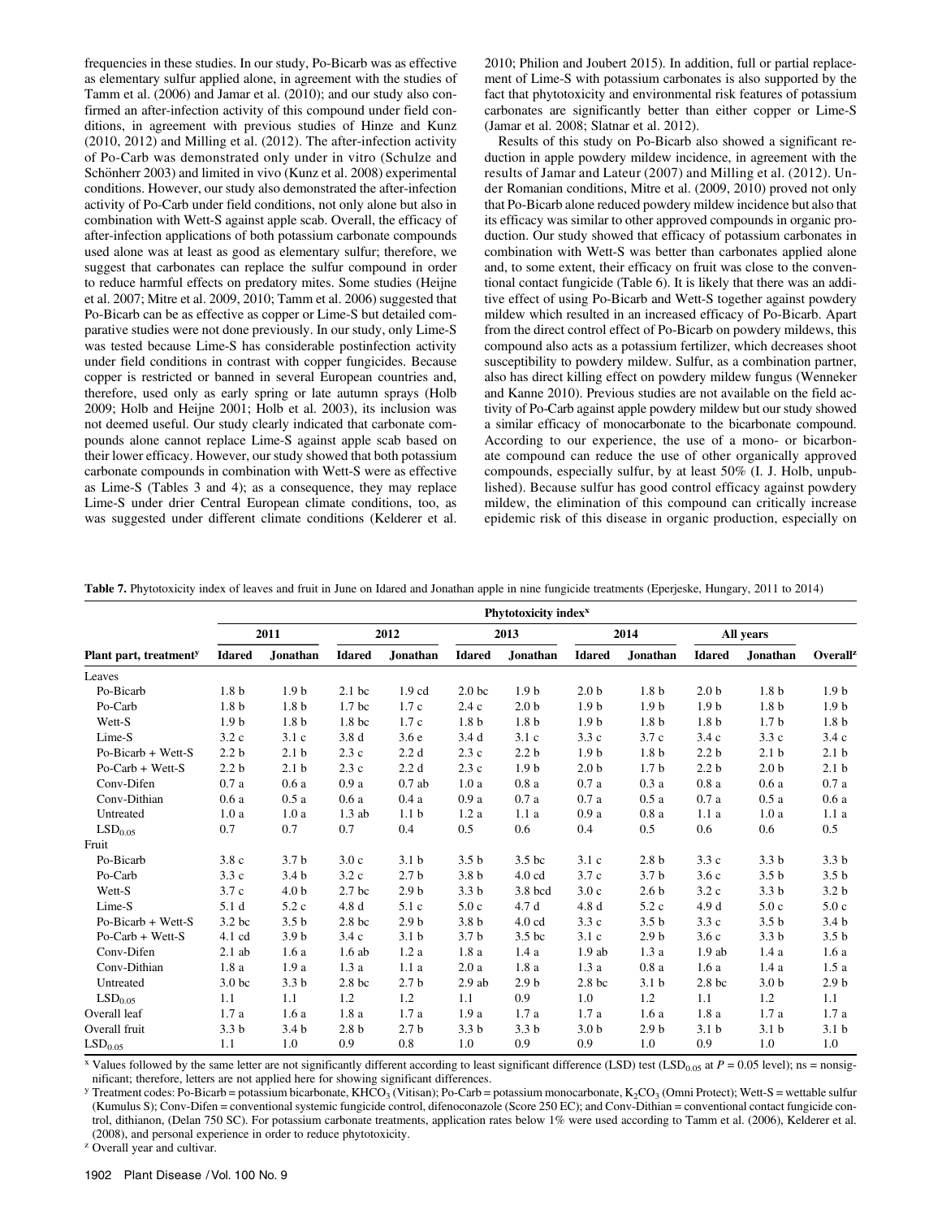frequencies in these studies. In our study, Po-Bicarb was as effective as elementary sulfur applied alone, in agreement with the studies of Tamm et al. (2006) and Jamar et al. (2010); and our study also confirmed an after-infection activity of this compound under field conditions, in agreement with previous studies of Hinze and Kunz (2010, 2012) and Milling et al. (2012). The after-infection activity of Po-Carb was demonstrated only under in vitro (Schulze and Schönherr 2003) and limited in vivo (Kunz et al. 2008) experimental conditions. However, our study also demonstrated the after-infection activity of Po-Carb under field conditions, not only alone but also in combination with Wett-S against apple scab. Overall, the efficacy of after-infection applications of both potassium carbonate compounds used alone was at least as good as elementary sulfur; therefore, we suggest that carbonates can replace the sulfur compound in order to reduce harmful effects on predatory mites. Some studies (Heijne et al. 2007; Mitre et al. 2009, 2010; Tamm et al. 2006) suggested that Po-Bicarb can be as effective as copper or Lime-S but detailed comparative studies were not done previously. In our study, only Lime-S was tested because Lime-S has considerable postinfection activity under field conditions in contrast with copper fungicides. Because copper is restricted or banned in several European countries and, therefore, used only as early spring or late autumn sprays (Holb 2009; Holb and Heijne 2001; Holb et al. 2003), its inclusion was not deemed useful. Our study clearly indicated that carbonate compounds alone cannot replace Lime-S against apple scab based on their lower efficacy. However, our study showed that both potassium carbonate compounds in combination with Wett-S were as effective as Lime-S (Tables 3 and 4); as a consequence, they may replace Lime-S under drier Central European climate conditions, too, as was suggested under different climate conditions (Kelderer et al. 2010; Philion and Joubert 2015). In addition, full or partial replacement of Lime-S with potassium carbonates is also supported by the fact that phytotoxicity and environmental risk features of potassium carbonates are significantly better than either copper or Lime-S (Jamar et al. 2008; Slatnar et al. 2012).

Results of this study on Po-Bicarb also showed a significant reduction in apple powdery mildew incidence, in agreement with the results of Jamar and Lateur (2007) and Milling et al. (2012). Under Romanian conditions, Mitre et al. (2009, 2010) proved not only that Po-Bicarb alone reduced powdery mildew incidence but also that its efficacy was similar to other approved compounds in organic production. Our study showed that efficacy of potassium carbonates in combination with Wett-S was better than carbonates applied alone and, to some extent, their efficacy on fruit was close to the conventional contact fungicide (Table 6). It is likely that there was an additive effect of using Po-Bicarb and Wett-S together against powdery mildew which resulted in an increased efficacy of Po-Bicarb. Apart from the direct control effect of Po-Bicarb on powdery mildews, this compound also acts as a potassium fertilizer, which decreases shoot susceptibility to powdery mildew. Sulfur, as a combination partner, also has direct killing effect on powdery mildew fungus (Wenneker and Kanne 2010). Previous studies are not available on the field activity of Po-Carb against apple powdery mildew but our study showed a similar efficacy of monocarbonate to the bicarbonate compound. According to our experience, the use of a mono- or bicarbonate compound can reduce the use of other organically approved compounds, especially sulfur, by at least 50% (I. J. Holb, unpublished). Because sulfur has good control efficacy against powdery mildew, the elimination of this compound can critically increase epidemic risk of this disease in organic production, especially on

**Table 7.** Phytotoxicity index of leaves and fruit in June on Idared and Jonathan apple in nine fungicide treatments (Eperjeske, Hungary, 2011 to 2014)

| | Phytotoxicity index[x] | | | | | | | | | | |
|---|---|---|---|---|---|---|---|---|---|---|---|
| | 2011 | | 2012 | | 2013 | | 2014 | | All years | | |
| Plant part, treatment[y] | Idared | Jonathan | Idared | Jonathan | Idared | Jonathan | Idared | Jonathan | Idared | Jonathan | Overall[z] |
| Leaves | | | | | | | | | | | |
| Po-Bicarb | 1.8 b | 1.9 b | 2.1 bc | 1.9 cd | 2.0 bc | 1.9 b | 2.0 b | 1.8 b | 2.0 b | 1.8 b | 1.9 b |
| Po-Carb | 1.8 b | 1.8 b | 1.7 bc | 1.7 c | 2.4 c | 2.0 b | 1.9 b | 1.9 b | 1.9 b | 1.8 b | 1.9 b |
| Wett-S | 1.9 b | 1.8 b | 1.8 bc | 1.7 c | 1.8 b | 1.8 b | 1.9 b | 1.8 b | 1.8 b | 1.7 b | 1.8 b |
| Lime-S | 3.2 c | 3.1 c | 3.8 d | 3.6 e | 3.4 d | 3.1 c | 3.3 c | 3.7 c | 3.4 c | 3.3 c | 3.4 c |
| Po-Bicarb + Wett-S | 2.2 b | 2.1 b | 2.3 c | 2.2 d | 2.3 c | 2.2 b | 1.9 b | 1.8 b | 2.2 b | 2.1 b | 2.1 b |
| Po-Carb + Wett-S | 2.2 b | 2.1 b | 2.3 c | 2.2 d | 2.3 c | 1.9 b | 2.0 b | 1.7 b | 2.2 b | 2.0 b | 2.1 b |
| Conv-Difen | 0.7 a | 0.6 a | 0.9 a | 0.7 ab | 1.0 a | 0.8 a | 0.7 a | 0.3 a | 0.8 a | 0.6 a | 0.7 a |
| Conv-Dithian | 0.6 a | 0.5 a | 0.6 a | 0.4 a | 0.9 a | 0.7 a | 0.7 a | 0.5 a | 0.7 a | 0.5 a | 0.6 a |
| Untreated | 1.0 a | 1.0 a | 1.3 ab | 1.1 b | 1.2 a | 1.1 a | 0.9 a | 0.8 a | 1.1 a | 1.0 a | 1.1 a |
| $LSD_{0.05}$ | 0.7 | 0.7 | 0.7 | 0.4 | 0.5 | 0.6 | 0.4 | 0.5 | 0.6 | 0.6 | 0.5 |
| Fruit | | | | | | | | | | | |
| Po-Bicarb | 3.8 c | 3.7 b | 3.0 c | 3.1 b | 3.5 b | 3.5 bc | 3.1 c | 2.8 b | 3.3 c | 3.3 b | 3.3 b |
| Po-Carb | 3.3 c | 3.4 b | 3.2 c | 2.7 b | 3.8 b | 4.0 cd | 3.7 c | 3.7 b | 3.6 c | 3.5 b | 3.5 b |
| Wett-S | 3.7 c | 4.0 b | 2.7 bc | 2.9 b | 3.3 b | 3.8 bcd | 3.0 c | 2.6 b | 3.2 c | 3.3 b | 3.2 b |
| Lime-S | 5.1 d | 5.2 c | 4.8 d | 5.1 c | 5.0 c | 4.7 d | 4.8 d | 5.2 c | 4.9 d | 5.0 c | 5.0 c |
| Po-Bicarb + Wett-S | 3.2 bc | 3.5 b | 2.8 bc | 2.9 b | 3.8 b | 4.0 cd | 3.3 c | 3.5 b | 3.3 c | 3.5 b | 3.4 b |
| Po-Carb + Wett-S | 4.1 cd | 3.9 b | 3.4 c | 3.1 b | 3.7 b | 3.5 bc | 3.1 c | 2.9 b | 3.6 c | 3.3 b | 3.5 b |
| Conv-Difen | 2.1 ab | 1.6 a | 1.6 ab | 1.2 a | 1.8 a | 1.4 a | 1.9 ab | 1.3 a | 1.9 ab | 1.4 a | 1.6 a |
| Conv-Dithian | 1.8 a | 1.9 a | 1.3 a | 1.1 a | 2.0 a | 1.8 a | 1.3 a | 0.8 a | 1.6 a | 1.4 a | 1.5 a |
| Untreated | 3.0 bc | 3.3 b | 2.8 bc | 2.7 b | 2.9 ab | 2.9 b | 2.8 bc | 3.1 b | 2.8 bc | 3.0 b | 2.9 b |
| $LSD_{0.05}$ | 1.1 | 1.1 | 1.2 | 1.2 | 1.1 | 0.9 | 1.0 | 1.2 | 1.1 | 1.2 | 1.1 |
| Overall leaf | 1.7 a | 1.6 a | 1.8 a | 1.7 a | 1.9 a | 1.7 a | 1.7 a | 1.6 a | 1.8 a | 1.7 a | 1.7 a |
| Overall fruit | 3.3 b | 3.4 b | 2.8 b | 2.7 b | 3.3 b | 3.3 b | 3.0 b | 2.9 b | 3.1 b | 3.1 b | 3.1 b |
| $LSD_{0.05}$ | 1.1 | 1.0 | 0.9 | 0.8 | 1.0 | 0.9 | 0.9 | 1.0 | 0.9 | 1.0 | 1.0 |

[x] Values followed by the same letter are not significantly different according to least significant difference (LSD) test ($LSD_{0.05}$ at $P = 0.05$ level); ns = nonsignificant; therefore, letters are not applied here for showing significant differences.

[y] Treatment codes: Po-Bicarb = potassium bicarbonate, $KHCO_3$ (Vitisan); Po-Carb = potassium monocarbonate, $K_2CO_3$ (Omni Protect); Wett-S = wettable sulfur (Kumulus S); Conv-Difen = conventional systemic fungicide control, difenoconazole (Score 250 EC); and Conv-Dithian = conventional contact fungicide control, dithianon, (Delan 750 SC). For potassium carbonate treatments, application rates below 1% were used according to Tamm et al. (2006), Kelderer et al. (2008), and personal experience in order to reduce phytotoxicity.

[z] Overall year and cultivar.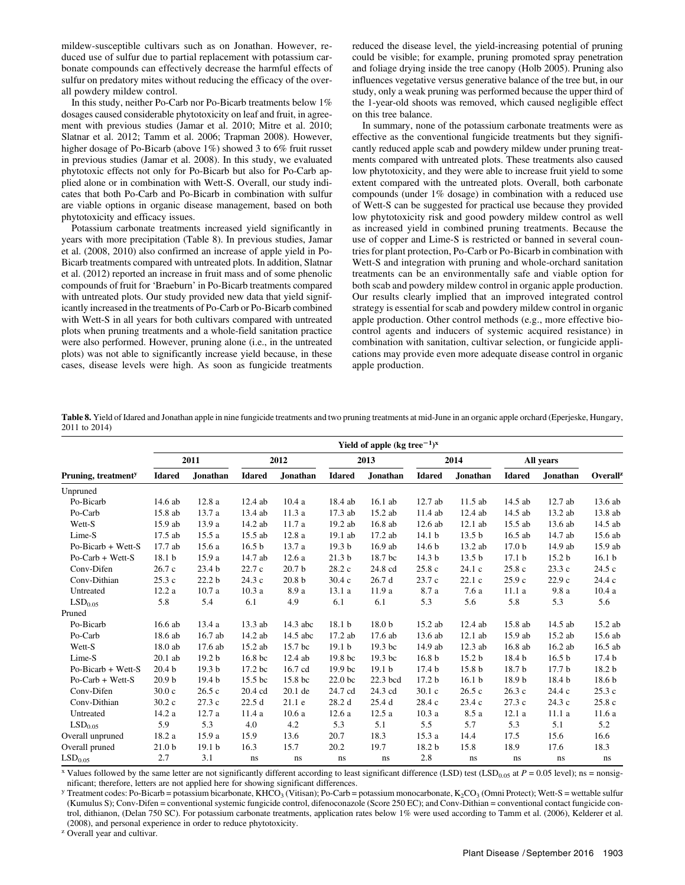mildew-susceptible cultivars such as on Jonathan. However, reduced use of sulfur due to partial replacement with potassium carbonate compounds can effectively decrease the harmful effects of sulfur on predatory mites without reducing the efficacy of the overall powdery mildew control.

In this study, neither Po-Carb nor Po-Bicarb treatments below 1% dosages caused considerable phytotoxicity on leaf and fruit, in agreement with previous studies (Jamar et al. 2010; Mitre et al. 2010; Slatnar et al. 2012; Tamm et al. 2006; Trapman 2008). However, higher dosage of Po-Bicarb (above 1%) showed 3 to 6% fruit russet in previous studies (Jamar et al. 2008). In this study, we evaluated phytotoxic effects not only for Po-Bicarb but also for Po-Carb applied alone or in combination with Wett-S. Overall, our study indicates that both Po-Carb and Po-Bicarb in combination with sulfur are viable options in organic disease management, based on both phytotoxicity and efficacy issues.

Potassium carbonate treatments increased yield significantly in years with more precipitation (Table 8). In previous studies, Jamar et al. (2008, 2010) also confirmed an increase of apple yield in Po-Bicarb treatments compared with untreated plots. In addition, Slatnar et al. (2012) reported an increase in fruit mass and of some phenolic compounds of fruit for 'Braeburn' in Po-Bicarb treatments compared with untreated plots. Our study provided new data that yield significantly increased in the treatments of Po-Carb or Po-Bicarb combined with Wett-S in all years for both cultivars compared with untreated plots when pruning treatments and a whole-field sanitation practice were also performed. However, pruning alone (i.e., in the untreated plots) was not able to significantly increase yield because, in these cases, disease levels were high. As soon as fungicide treatments reduced the disease level, the yield-increasing potential of pruning could be visible; for example, pruning promoted spray penetration and foliage drying inside the tree canopy (Holb 2005). Pruning also influences vegetative versus generative balance of the tree but, in our study, only a weak pruning was performed because the upper third of the 1-year-old shoots was removed, which caused negligible effect on this tree balance.

In summary, none of the potassium carbonate treatments were as effective as the conventional fungicide treatments but they significantly reduced apple scab and powdery mildew under pruning treatments compared with untreated plots. These treatments also caused low phytotoxicity, and they were able to increase fruit yield to some extent compared with the untreated plots. Overall, both carbonate compounds (under 1% dosage) in combination with a reduced use of Wett-S can be suggested for practical use because they provided low phytotoxicity risk and good powdery mildew control as well as increased yield in combined pruning treatments. Because the use of copper and Lime-S is restricted or banned in several countries for plant protection, Po-Carb or Po-Bicarb in combination with Wett-S and integration with pruning and whole-orchard sanitation treatments can be an environmentally safe and viable option for both scab and powdery mildew control in organic apple production. Our results clearly implied that an improved integrated control strategy is essential for scab and powdery mildew control in organic apple production. Other control methods (e.g., more effective biocontrol agents and inducers of systemic acquired resistance) in combination with sanitation, cultivar selection, or fungicide applications may provide even more adequate disease control in organic apple production.

**Table 8.** Yield of Idared and Jonathan apple in nine fungicide treatments and two pruning treatments at mid-June in an organic apple orchard (Eperjeske, Hungary, 2011 to 2014)

| | Yield of apple (kg tree$^{-1}$)[x] | | | | | | | | | | |
|---|---|---|---|---|---|---|---|---|---|---|---|
| | 2011 | | 2012 | | 2013 | | 2014 | | All years | | |
| Pruning, treatment[y] | Idared | Jonathan | Idared | Jonathan | Idared | Jonathan | Idared | Jonathan | Idared | Jonathan | Overall[z] |
| Unpruned | | | | | | | | | | | |
| Po-Bicarb | 14.6 ab | 12.8 a | 12.4 ab | 10.4 a | 18.4 ab | 16.1 ab | 12.7 ab | 11.5 ab | 14.5 ab | 12.7 ab | 13.6 ab |
| Po-Carb | 15.8 ab | 13.7 a | 13.4 ab | 11.3 a | 17.3 ab | 15.2 ab | 11.4 ab | 12.4 ab | 14.5 ab | 13.2 ab | 13.8 ab |
| Wett-S | 15.9 ab | 13.9 a | 14.2 ab | 11.7 a | 19.2 ab | 16.8 ab | 12.6 ab | 12.1 ab | 15.5 ab | 13.6 ab | 14.5 ab |
| Lime-S | 17.5 ab | 15.5 a | 15.5 ab | 12.8 a | 19.1 ab | 17.2 ab | 14.1 b | 13.5 b | 16.5 ab | 14.7 ab | 15.6 ab |
| Po-Bicarb + Wett-S | 17.7 ab | 15.6 a | 16.5 b | 13.7 a | 19.3 b | 16.9 ab | 14.6 b | 13.2 ab | 17.0 b | 14.9 ab | 15.9 ab |
| Po-Carb + Wett-S | 18.1 b | 15.9 a | 14.7 ab | 12.6 a | 21.3 b | 18.7 bc | 14.3 b | 13.5 b | 17.1 b | 15.2 b | 16.1 b |
| Conv-Difen | 26.7 c | 23.4 b | 22.7 c | 20.7 b | 28.2 c | 24.8 cd | 25.8 c | 24.1 c | 25.8 c | 23.3 c | 24.5 c |
| Conv-Dithian | 25.3 c | 22.2 b | 24.3 c | 20.8 b | 30.4 c | 26.7 d | 23.7 c | 22.1 c | 25.9 c | 22.9 c | 24.4 c |
| Untreated | 12.2 a | 10.7 a | 10.3 a | 8.9 a | 13.1 a | 11.9 a | 8.7 a | 7.6 a | 11.1 a | 9.8 a | 10.4 a |
| $LSD_{0.05}$ | 5.8 | 5.4 | 6.1 | 4.9 | 6.1 | 6.1 | 5.3 | 5.6 | 5.8 | 5.3 | 5.6 |
| Pruned | | | | | | | | | | | |
| Po-Bicarb | 16.6 ab | 13.4 a | 13.3 ab | 14.3 abc | 18.1 b | 18.0 b | 15.2 ab | 12.4 ab | 15.8 ab | 14.5 ab | 15.2 ab |
| Po-Carb | 18.6 ab | 16.7 ab | 14.2 ab | 14.5 abc | 17.2 ab | 17.6 ab | 13.6 ab | 12.1 ab | 15.9 ab | 15.2 ab | 15.6 ab |
| Wett-S | 18.0 ab | 17.6 ab | 15.2 ab | 15.7 bc | 19.1 b | 19.3 bc | 14.9 ab | 12.3 ab | 16.8 ab | 16.2 ab | 16.5 ab |
| Lime-S | 20.1 ab | 19.2 b | 16.8 bc | 12.4 ab | 19.8 bc | 19.3 bc | 16.8 b | 15.2 b | 18.4 b | 16.5 b | 17.4 b |
| Po-Bicarb + Wett-S | 20.4 b | 19.3 b | 17.2 bc | 16.7 cd | 19.9 bc | 19.1 b | 17.4 b | 15.8 b | 18.7 b | 17.7 b | 18.2 b |
| Po-Carb + Wett-S | 20.9 b | 19.4 b | 15.5 bc | 15.8 bc | 22.0 bc | 22.3 bcd | 17.2 b | 16.1 b | 18.9 b | 18.4 b | 18.6 b |
| Conv-Difen | 30.0 c | 26.5 c | 20.4 cd | 20.1 de | 24.7 cd | 24.3 cd | 30.1 c | 26.5 c | 26.3 c | 24.4 c | 25.3 c |
| Conv-Dithian | 30.2 c | 27.3 c | 22.5 d | 21.1 e | 28.2 d | 25.4 d | 28.4 c | 23.4 c | 27.3 c | 24.3 c | 25.8 c |
| Untreated | 14.2 a | 12.7 a | 11.4 a | 10.6 a | 12.6 a | 12.5 a | 10.3 a | 8.5 a | 12.1 a | 11.1 a | 11.6 a |
| $LSD_{0.05}$ | 5.9 | 5.3 | 4.0 | 4.2 | 5.3 | 5.1 | 5.5 | 5.7 | 5.3 | 5.1 | 5.2 |
| Overall unpruned | 18.2 a | 15.9 a | 15.9 | 13.6 | 20.7 | 18.3 | 15.3 a | 14.4 | 17.5 | 15.6 | 16.6 |
| Overall pruned | 21.0 b | 19.1 b | 16.3 | 15.7 | 20.2 | 19.7 | 18.2 b | 15.8 | 18.9 | 17.6 | 18.3 |
| $LSD_{0.05}$ | 2.7 | 3.1 | ns | ns | ns | ns | 2.8 | ns | ns | ns | ns |

[x] Values followed by the same letter are not significantly different according to least significant difference (LSD) test ($LSD_{0.05}$ at $P = 0.05$ level); ns = nonsignificant; therefore, letters are not applied here for showing significant differences.

[y] Treatment codes: Po-Bicarb = potassium bicarbonate, $KHCO_3$ (Vitisan); Po-Carb = potassium monocarbonate, $K_2CO_3$ (Omni Protect); Wett-S = wettable sulfur (Kumulus S); Conv-Difen = conventional systemic fungicide control, difenoconazole (Score 250 EC); and Conv-Dithian = conventional contact fungicide control, dithianon, (Delan 750 SC). For potassium carbonate treatments, application rates below 1% were used according to Tamm et al. (2006), Kelderer et al. (2008), and personal experience in order to reduce phytotoxicity.

[z] Overall year and cultivar.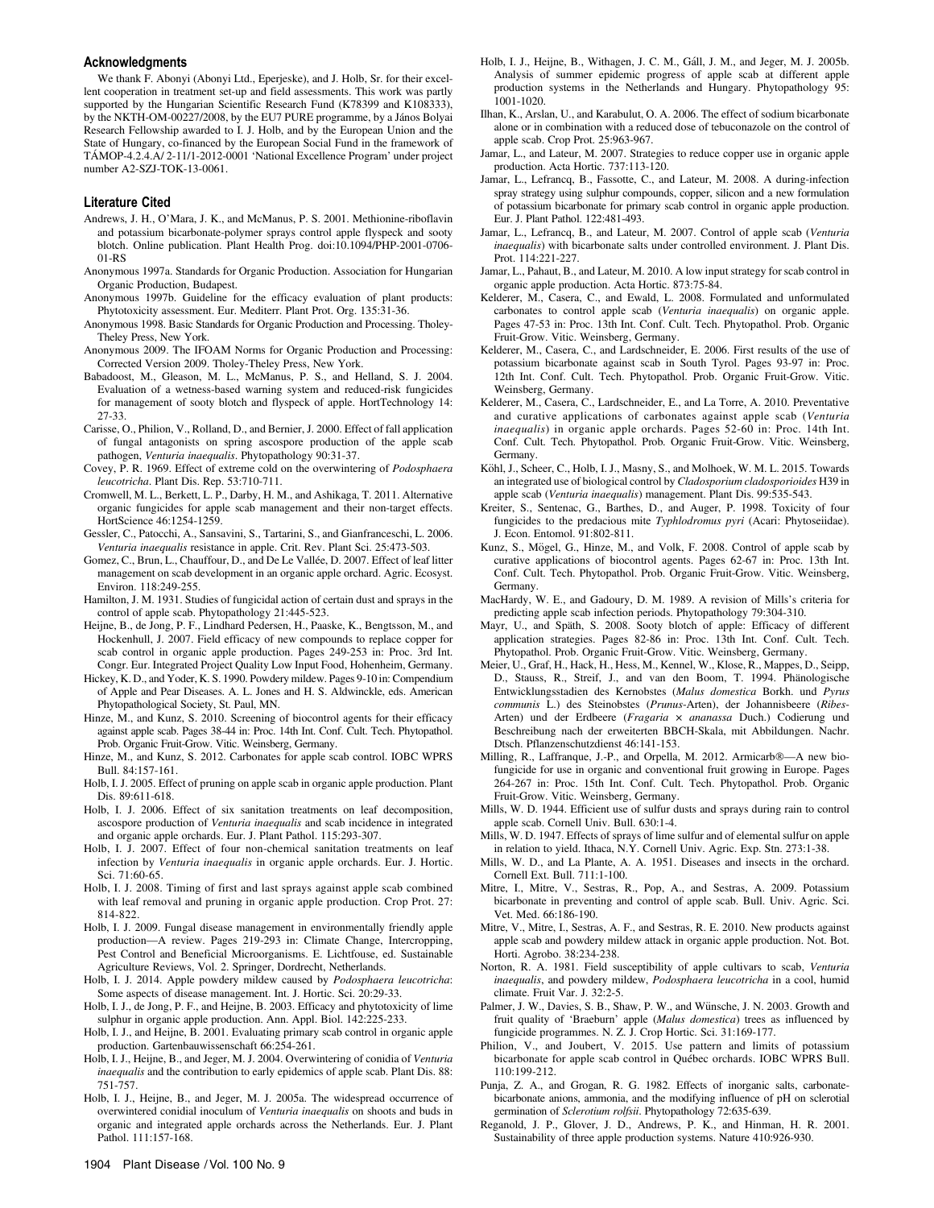## Acknowledgments

We thank F. Abonyi (Abonyi Ltd., Eperjeske), and J. Holb, Sr. for their excellent cooperation in treatment set-up and field assessments. This work was partly supported by the Hungarian Scientific Research Fund (K78399 and K108333), by the NKTH-OM-00227/2008, by the EU7 PURE programme, by a János Bolyai Research Fellowship awarded to I. J. Holb, and by the European Union and the State of Hungary, co-financed by the European Social Fund in the framework of TÁMOP-4.2.4.A/ 2-11/1-2012-0001 'National Excellence Program' under project number A2-SZJ-TOK-13-0061.

## Literature Cited

Andrews, J. H., O'Mara, J. K., and McManus, P. S. 2001. Methionine-riboflavin and potassium bicarbonate-polymer sprays control apple flyspeck and sooty blotch. Online publication. Plant Health Prog. doi:10.1094/PHP-2001-0706-01-RS

Anonymous 1997a. Standards for Organic Production. Association for Hungarian Organic Production, Budapest.

Anonymous 1997b. Guideline for the efficacy evaluation of plant products: Phytotoxicity assessment. Eur. Mediterr. Plant Prot. Org. 135:31-36.

Anonymous 1998. Basic Standards for Organic Production and Processing. Tholey-Theley Press, New York.

Anonymous 2009. The IFOAM Norms for Organic Production and Processing: Corrected Version 2009. Tholey-Theley Press, New York.

Babadoost, M., Gleason, M. L., McManus, P. S., and Helland, S. J. 2004. Evaluation of a wetness-based warning system and reduced-risk fungicides for management of sooty blotch and flyspeck of apple. HortTechnology 14: 27-33.

Carisse, O., Philion, V., Rolland, D., and Bernier, J. 2000. Effect of fall application of fungal antagonists on spring ascospore production of the apple scab pathogen, *Venturia inaequalis*. Phytopathology 90:31-37.

Covey, P. R. 1969. Effect of extreme cold on the overwintering of *Podosphaera leucotricha*. Plant Dis. Rep. 53:710-711.

Cromwell, M. L., Berkett, L. P., Darby, H. M., and Ashikaga, T. 2011. Alternative organic fungicides for apple scab management and their non-target effects. HortScience 46:1254-1259.

Gessler, C., Patocchi, A., Sansavini, S., Tartarini, S., and Gianfranceschi, L. 2006. *Venturia inaequalis* resistance in apple. Crit. Rev. Plant Sci. 25:473-503.

Gomez, C., Brun, L., Chauffour, D., and De Le Vallée, D. 2007. Effect of leaf litter management on scab development in an organic apple orchard. Agric. Ecosyst. Environ. 118:249-255.

Hamilton, J. M. 1931. Studies of fungicidal action of certain dust and sprays in the control of apple scab. Phytopathology 21:445-523.

Heijne, B., de Jong, P. F., Lindhard Pedersen, H., Paaske, K., Bengtsson, M., and Hockenhull, J. 2007. Field efficacy of new compounds to replace copper for scab control in organic apple production. Pages 249-253 in: Proc. 3rd Int. Congr. Eur. Integrated Project Quality Low Input Food, Hohenheim, Germany.

Hickey, K. D., and Yoder, K. S. 1990. Powdery mildew. Pages 9-10 in: Compendium of Apple and Pear Diseases. A. L. Jones and H. S. Aldwinckle, eds. American Phytopathological Society, St. Paul, MN.

Hinze, M., and Kunz, S. 2010. Screening of biocontrol agents for their efficacy against apple scab. Pages 38-44 in: Proc. 14th Int. Conf. Cult. Tech. Phytopathol. Prob. Organic Fruit-Grow. Vitic. Weinsberg, Germany.

Hinze, M., and Kunz, S. 2012. Carbonates for apple scab control. IOBC WPRS Bull. 84:157-161.

Holb, I. J. 2005. Effect of pruning on apple scab in organic apple production. Plant Dis. 89:611-618.

Holb, I. J. 2006. Effect of six sanitation treatments on leaf decomposition, ascospore production of *Venturia inaequalis* and scab incidence in integrated and organic apple orchards. Eur. J. Plant Pathol. 115:293-307.

Holb, I. J. 2007. Effect of four non-chemical sanitation treatments on leaf infection by *Venturia inaequalis* in organic apple orchards. Eur. J. Hortic. Sci. 71:60-65.

Holb, I. J. 2008. Timing of first and last sprays against apple scab combined with leaf removal and pruning in organic apple production. Crop Prot. 27: 814-822.

Holb, I. J. 2009. Fungal disease management in environmentally friendly apple production—A review. Pages 219-293 in: Climate Change, Intercropping, Pest Control and Beneficial Microorganisms. E. Lichtfouse, ed. Sustainable Agriculture Reviews, Vol. 2. Springer, Dordrecht, Netherlands.

Holb, I. J. 2014. Apple powdery mildew caused by *Podosphaera leucotricha*: Some aspects of disease management. Int. J. Hortic. Sci. 20:29-33.

Holb, I. J., de Jong, P. F., and Heijne, B. 2003. Efficacy and phytotoxicity of lime sulphur in organic apple production. Ann. Appl. Biol. 142:225-233.

Holb, I. J., and Heijne, B. 2001. Evaluating primary scab control in organic apple production. Gartenbauwissenschaft 66:254-261.

Holb, I. J., Heijne, B., and Jeger, M. J. 2004. Overwintering of conidia of *Venturia inaequalis* and the contribution to early epidemics of apple scab. Plant Dis. 88: 751-757.

Holb, I. J., Heijne, B., and Jeger, M. J. 2005a. The widespread occurrence of overwintered conidial inoculum of *Venturia inaequalis* on shoots and buds in organic and integrated apple orchards across the Netherlands. Eur. J. Plant Pathol. 111:157-168.

Holb, I. J., Heijne, B., Withagen, J. C. M., Gáll, J. M., and Jeger, M. J. 2005b. Analysis of summer epidemic progress of apple scab at different apple production systems in the Netherlands and Hungary. Phytopathology 95: 1001-1020.

Ilhan, K., Arslan, U., and Karabulut, O. A. 2006. The effect of sodium bicarbonate alone or in combination with a reduced dose of tebuconazole on the control of apple scab. Crop Prot. 25:963-967.

Jamar, L., and Lateur, M. 2007. Strategies to reduce copper use in organic apple production. Acta Hortic. 737:113-120.

Jamar, L., Lefrancq, B., Fassotte, C., and Lateur, M. 2008. A during-infection spray strategy using sulphur compounds, copper, silicon and a new formulation of potassium bicarbonate for primary scab control in organic apple production. Eur. J. Plant Pathol. 122:481-493.

Jamar, L., Lefrancq, B., and Lateur, M. 2007. Control of apple scab (*Venturia inaequalis*) with bicarbonate salts under controlled environment. J. Plant Dis. Prot. 114:221-227.

Jamar, L., Pahaut, B., and Lateur, M. 2010. A low input strategy for scab control in organic apple production. Acta Hortic. 873:75-84.

Kelderer, M., Casera, C., and Ewald, L. 2008. Formulated and unformulated carbonates to control apple scab (*Venturia inaequalis*) on organic apple. Pages 47-53 in: Proc. 13th Int. Conf. Cult. Tech. Phytopathol. Prob. Organic Fruit-Grow. Vitic. Weinsberg, Germany.

Kelderer, M., Casera, C., and Lardschneider, E. 2006. First results of the use of potassium bicarbonate against scab in South Tyrol. Pages 93-97 in: Proc. 12th Int. Conf. Cult. Tech. Phytopathol. Prob. Organic Fruit-Grow. Vitic. Weinsberg, Germany.

Kelderer, M., Casera, C., Lardschneider, E., and La Torre, A. 2010. Preventative and curative applications of carbonates against apple scab (*Venturia inaequalis*) in organic apple orchards. Pages 52-60 in: Proc. 14th Int. Conf. Cult. Tech. Phytopathol. Prob. Organic Fruit-Grow. Vitic. Weinsberg, Germany.

Köhl, J., Scheer, C., Holb, I. J., Masny, S., and Molhoek, W. M. L. 2015. Towards an integrated use of biological control by *Cladosporium cladosporioides* H39 in apple scab (*Venturia inaequalis*) management. Plant Dis. 99:535-543.

Kreiter, S., Sentenac, G., Barthes, D., and Auger, P. 1998. Toxicity of four fungicides to the predacious mite *Typhlodromus pyri* (Acari: Phytoseiidae). J. Econ. Entomol. 91:802-811.

Kunz, S., Mögel, G., Hinze, M., and Volk, F. 2008. Control of apple scab by curative applications of biocontrol agents. Pages 62-67 in: Proc. 13th Int. Conf. Cult. Tech. Phytopathol. Prob. Organic Fruit-Grow. Vitic. Weinsberg, Germany.

MacHardy, W. E., and Gadoury, D. M. 1989. A revision of Mills's criteria for predicting apple scab infection periods. Phytopathology 79:304-310.

Mayr, U., and Späth, S. 2008. Sooty blotch of apple: Efficacy of different application strategies. Pages 82-86 in: Proc. 13th Int. Conf. Cult. Tech. Phytopathol. Prob. Organic Fruit-Grow. Vitic. Weinsberg, Germany.

Meier, U., Graf, H., Hack, H., Hess, M., Kennel, W., Klose, R., Mappes, D., Seipp, D., Stauss, R., Streif, J., and van den Boom, T. 1994. Phänologische Entwicklungsstadien des Kernobstes (*Malus domestica* Borkh. und *Pyrus communis* L.) des Steinobstes (*Prunus*-Arten), der Johannisbeere (*Ribes*-Arten) und der Erdbeere (*Fragaria* × *ananassa* Duch.) Codierung und Beschreibung nach der erweiterten BBCH-Skala, mit Abbildungen. Nachr. Dtsch. Pflanzenschutzdienst 46:141-153.

Milling, R., Laffranque, J.-P., and Orpella, M. 2012. Armicarb®—A new biofungicide for use in organic and conventional fruit growing in Europe. Pages 264-267 in: Proc. 15th Int. Conf. Cult. Tech. Phytopathol. Prob. Organic Fruit-Grow. Vitic. Weinsberg, Germany.

Mills, W. D. 1944. Efficient use of sulfur dusts and sprays during rain to control apple scab. Cornell Univ. Bull. 630:1-4.

Mills, W. D. 1947. Effects of sprays of lime sulfur and of elemental sulfur on apple in relation to yield. Ithaca, N.Y. Cornell Univ. Agric. Exp. Stn. 273:1-38.

Mills, W. D., and La Plante, A. A. 1951. Diseases and insects in the orchard. Cornell Ext. Bull. 711:1-100.

Mitre, I., Mitre, V., Sestras, R., Pop, A., and Sestras, A. 2009. Potassium bicarbonate in preventing and control of apple scab. Bull. Univ. Agric. Sci. Vet. Med. 66:186-190.

Mitre, V., Mitre, I., Sestras, A. F., and Sestras, R. E. 2010. New products against apple scab and powdery mildew attack in organic apple production. Not. Bot. Horti. Agrobo. 38:234-238.

Norton, R. A. 1981. Field susceptibility of apple cultivars to scab, *Venturia inaequalis*, and powdery mildew, *Podosphaera leucotricha* in a cool, humid climate. Fruit Var. J. 32:2-5.

Palmer, J. W., Davies, S. B., Shaw, P. W., and Wünsche, J. N. 2003. Growth and fruit quality of 'Braeburn' apple (*Malus domestica*) trees as influenced by fungicide programmes. N. Z. J. Crop Hortic. Sci. 31:169-177.

Philion, V., and Joubert, V. 2015. Use pattern and limits of potassium bicarbonate for apple scab control in Québec orchards. IOBC WPRS Bull. 110:199-212.

Punja, Z. A., and Grogan, R. G. 1982. Effects of inorganic salts, carbonate-bicarbonate anions, ammonia, and the modifying influence of pH on sclerotial germination of *Sclerotium rolfsii*. Phytopathology 72:635-639.

Reganold, J. P., Glover, J. D., Andrews, P. K., and Hinman, H. R. 2001. Sustainability of three apple production systems. Nature 410:926-930.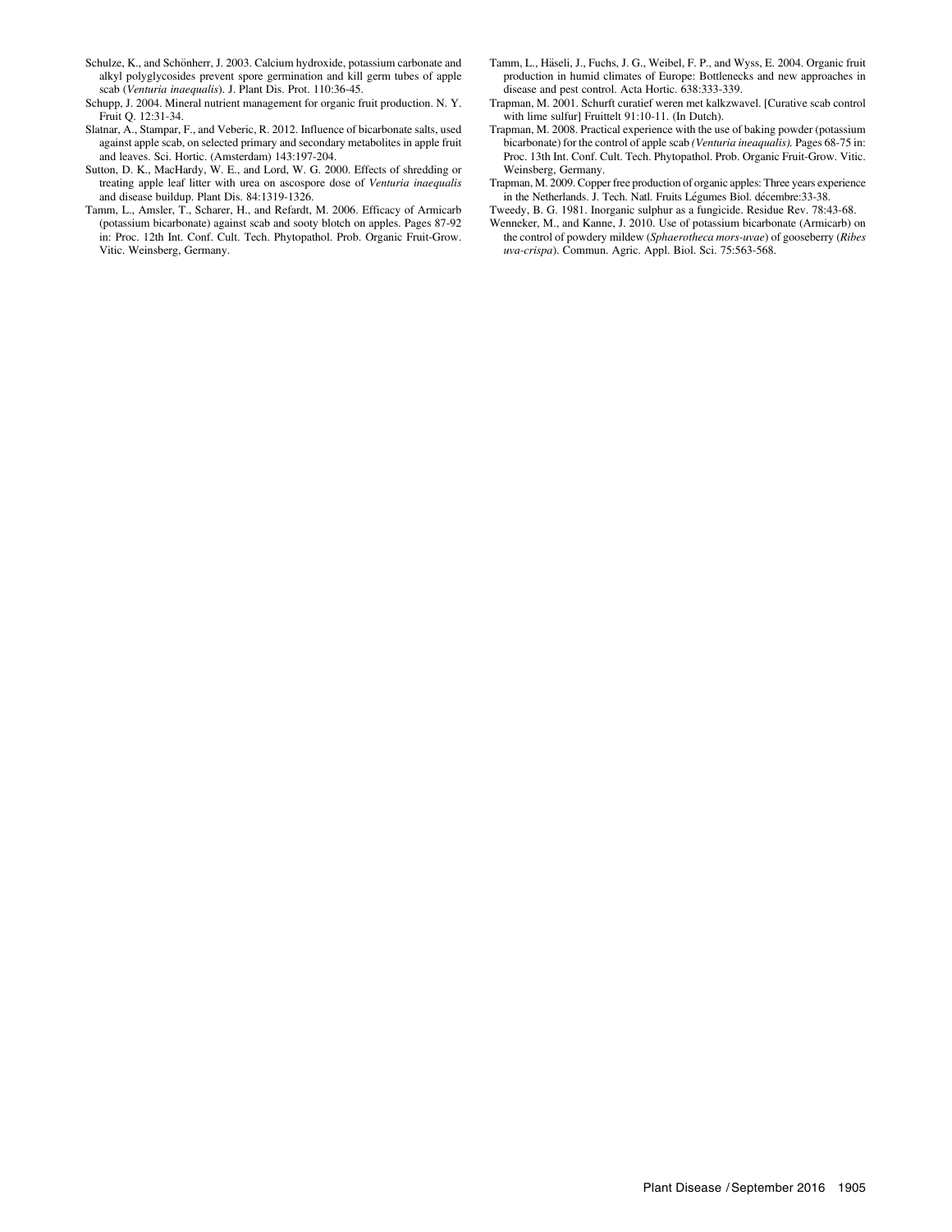Schulze, K., and Schönherr, J. 2003. Calcium hydroxide, potassium carbonate and alkyl polyglycosides prevent spore germination and kill germ tubes of apple scab (*Venturia inaequalis*). J. Plant Dis. Prot. 110:36-45.

Schupp, J. 2004. Mineral nutrient management for organic fruit production. N. Y. Fruit Q. 12:31-34.

Slatnar, A., Stampar, F., and Veberic, R. 2012. Influence of bicarbonate salts, used against apple scab, on selected primary and secondary metabolites in apple fruit and leaves. Sci. Hortic. (Amsterdam) 143:197-204.

Sutton, D. K., MacHardy, W. E., and Lord, W. G. 2000. Effects of shredding or treating apple leaf litter with urea on ascospore dose of *Venturia inaequalis* and disease buildup. Plant Dis. 84:1319-1326.

Tamm, L., Amsler, T., Scharer, H., and Refardt, M. 2006. Efficacy of Armicarb (potassium bicarbonate) against scab and sooty blotch on apples. Pages 87-92 in: Proc. 12th Int. Conf. Cult. Tech. Phytopathol. Prob. Organic Fruit-Grow. Vitic. Weinsberg, Germany.

Tamm, L., Häseli, J., Fuchs, J. G., Weibel, F. P., and Wyss, E. 2004. Organic fruit production in humid climates of Europe: Bottlenecks and new approaches in disease and pest control. Acta Hortic. 638:333-339.

Trapman, M. 2001. Schurft curatief weren met kalkzwavel. [Curative scab control with lime sulfur] Fruitteelt 91:10-11. (In Dutch).

Trapman, M. 2008. Practical experience with the use of baking powder (potassium bicarbonate) for the control of apple scab *(Venturia ineaqualis)*. Pages 68-75 in: Proc. 13th Int. Conf. Cult. Tech. Phytopathol. Prob. Organic Fruit-Grow. Vitic. Weinsberg, Germany.

Trapman, M. 2009. Copper free production of organic apples: Three years experience in the Netherlands. J. Tech. Natl. Fruits Légumes Biol. décembre:33-38.

Tweedy, B. G. 1981. Inorganic sulphur as a fungicide. Residue Rev. 78:43-68.

Wenneker, M., and Kanne, J. 2010. Use of potassium bicarbonate (Armicarb) on the control of powdery mildew (*Sphaerotheca mors-uvae*) of gooseberry (*Ribes uva-crispa*). Commun. Agric. Appl. Biol. Sci. 75:563-568.